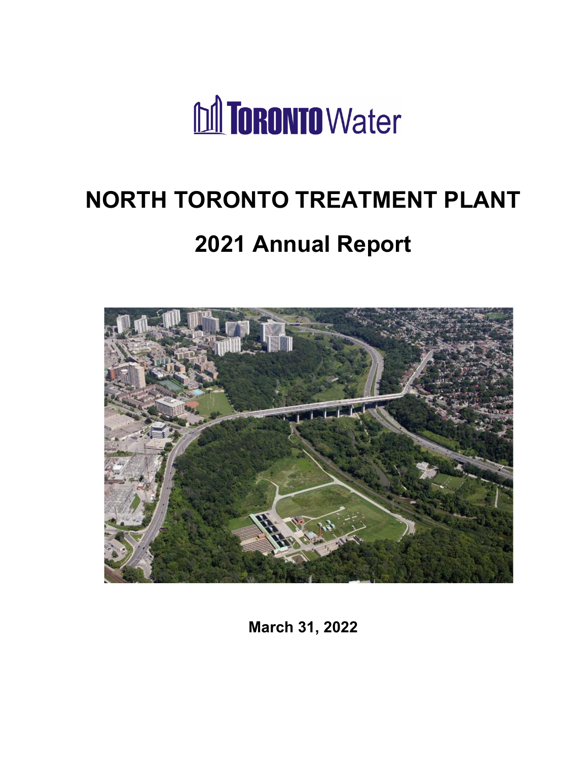Toronto Water

# NORTH TORONTO TREATMENT PLANT

# 2021 Annual Report

**March 31, 2022**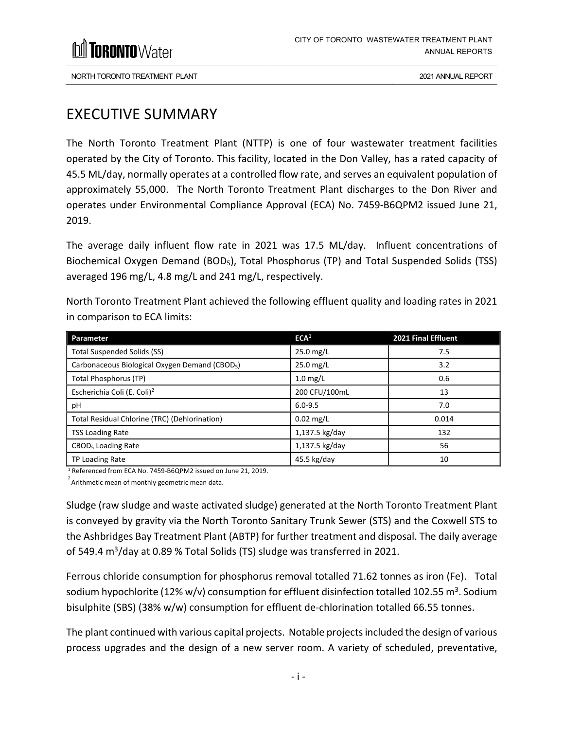# EXECUTIVE SUMMARY

The North Toronto Treatment Plant (NTTP) is one of four wastewater treatment facilities operated by the City of Toronto. This facility, located in the Don Valley, has a rated capacity of 45.5 ML/day, normally operates at a controlled flow rate, and serves an equivalent population of approximately 55,000. The North Toronto Treatment Plant discharges to the Don River and operates under Environmental Compliance Approval (ECA) No. 7459-B6QPM2 issued June 21, 2019.

The average daily influent flow rate in 2021 was 17.5 ML/day. Influent concentrations of Biochemical Oxygen Demand ($BOD_5$), Total Phosphorus (TP) and Total Suspended Solids (TSS) averaged 196 mg/L, 4.8 mg/L and 241 mg/L, respectively.

North Toronto Treatment Plant achieved the following effluent quality and loading rates in 2021 in comparison to ECA limits:

| Parameter | ECA[1] | 2021 Final Effluent |
| --- | --- | --- |
| Total Suspended Solids (SS) | 25.0 mg/L | 7.5 |
| Carbonaceous Biological Oxygen Demand ($CBOD_5$) | 25.0 mg/L | 3.2 |
| Total Phosphorus (TP) | 1.0 mg/L | 0.6 |
| Escherichia Coli (E. Coli)[2] | 200 CFU/100mL | 13 |
| pH | 6.0-9.5 | 7.0 |
| Total Residual Chlorine (TRC) (Dehlorination) | 0.02 mg/L | 0.014 |
| TSS Loading Rate | 1,137.5 kg/day | 132 |
| $CBOD_5$ Loading Rate | 1,137.5 kg/day | 56 |
| TP Loading Rate | 45.5 kg/day | 10 |

[1] Referenced from ECA No. 7459-B6QPM2 issued on June 21, 2019.

[2] Arithmetic mean of monthly geometric mean data.

Sludge (raw sludge and waste activated sludge) generated at the North Toronto Treatment Plant is conveyed by gravity via the North Toronto Sanitary Trunk Sewer (STS) and the Coxwell STS to the Ashbridges Bay Treatment Plant (ABTP) for further treatment and disposal. The daily average of 549.4 $m^3$/day at 0.89 % Total Solids (TS) sludge was transferred in 2021.

Ferrous chloride consumption for phosphorus removal totalled 71.62 tonnes as iron (Fe). Total sodium hypochlorite (12% w/v) consumption for effluent disinfection totalled 102.55 $m^3$. Sodium bisulphite (SBS) (38% w/w) consumption for effluent de-chlorination totalled 66.55 tonnes.

The plant continued with various capital projects. Notable projects included the design of various process upgrades and the design of a new server room. A variety of scheduled, preventative,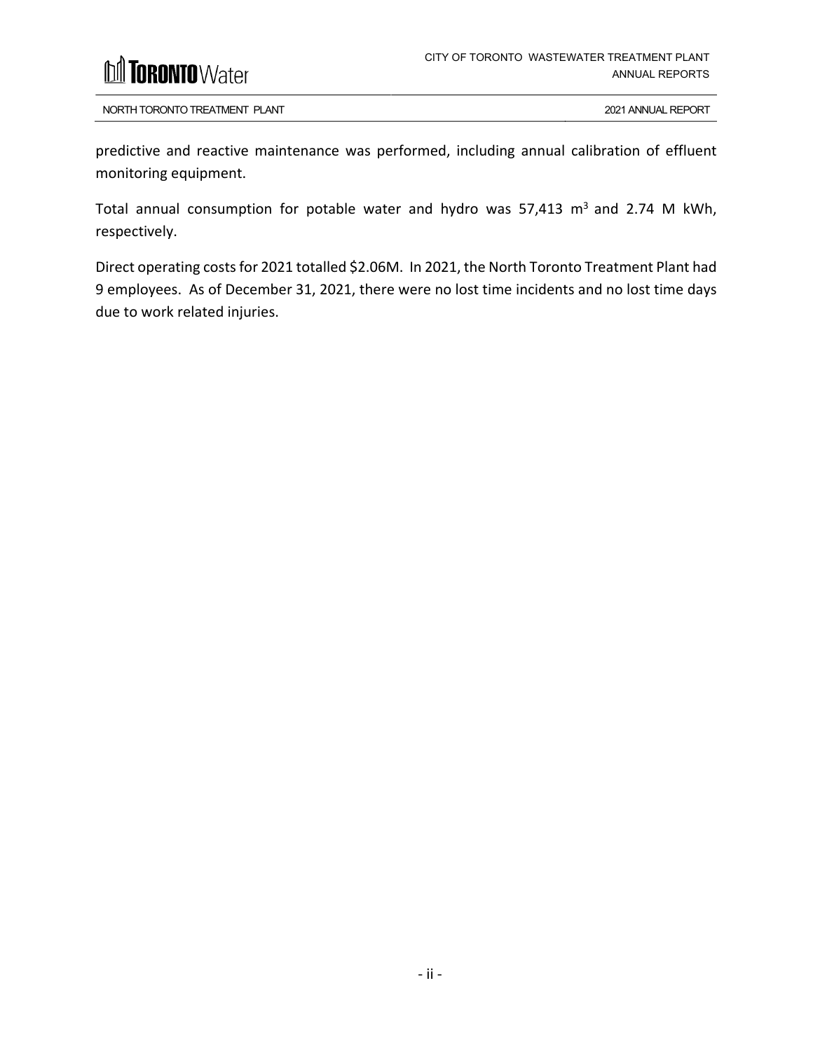predictive and reactive maintenance was performed, including annual calibration of effluent monitoring equipment.

Total annual consumption for potable water and hydro was 57,413 $m^3$ and 2.74 M kWh, respectively.

Direct operating costs for 2021 totalled \$2.06M. In 2021, the North Toronto Treatment Plant had 9 employees. As of December 31, 2021, there were no lost time incidents and no lost time days due to work related injuries.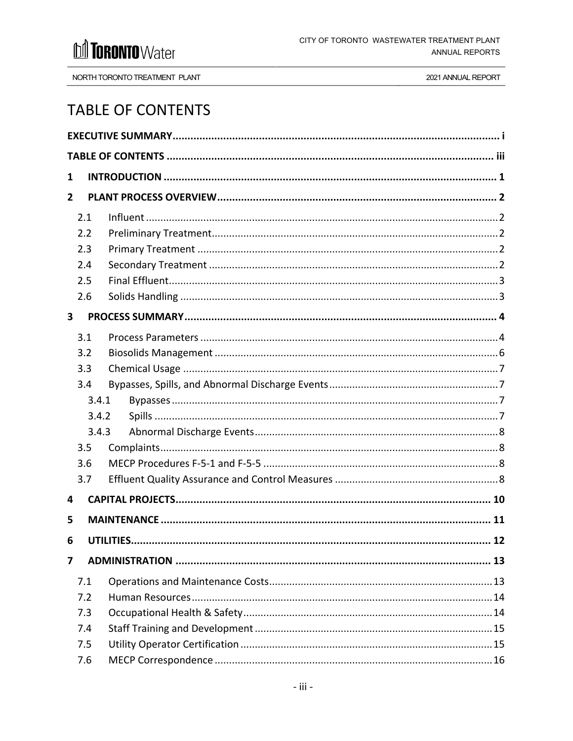# TABLE OF CONTENTS

**EXECUTIVE SUMMARY** ..... i

**TABLE OF CONTENTS** ..... iii

**1 INTRODUCTION** ..... 1

**2 PLANT PROCESS OVERVIEW** ..... 2

- 2.1 Influent ..... 2
- 2.2 Preliminary Treatment ..... 2
- 2.3 Primary Treatment ..... 2
- 2.4 Secondary Treatment ..... 2
- 2.5 Final Effluent ..... 3
- 2.6 Solids Handling ..... 3

**3 PROCESS SUMMARY** ..... 4

- 3.1 Process Parameters ..... 4
- 3.2 Biosolids Management ..... 6
- 3.3 Chemical Usage ..... 7
- 3.4 Bypasses, Spills, and Abnormal Discharge Events ..... 7
  - 3.4.1 Bypasses ..... 7
  - 3.4.2 Spills ..... 7
  - 3.4.3 Abnormal Discharge Events ..... 8
- 3.5 Complaints ..... 8
- 3.6 MECP Procedures F-5-1 and F-5-5 ..... 8
- 3.7 Effluent Quality Assurance and Control Measures ..... 8

**4 CAPITAL PROJECTS** ..... 10

**5 MAINTENANCE** ..... 11

**6 UTILITIES** ..... 12

**7 ADMINISTRATION** ..... 13

- 7.1 Operations and Maintenance Costs ..... 13
- 7.2 Human Resources ..... 14
- 7.3 Occupational Health & Safety ..... 14
- 7.4 Staff Training and Development ..... 15
- 7.5 Utility Operator Certification ..... 15
- 7.6 MECP Correspondence ..... 16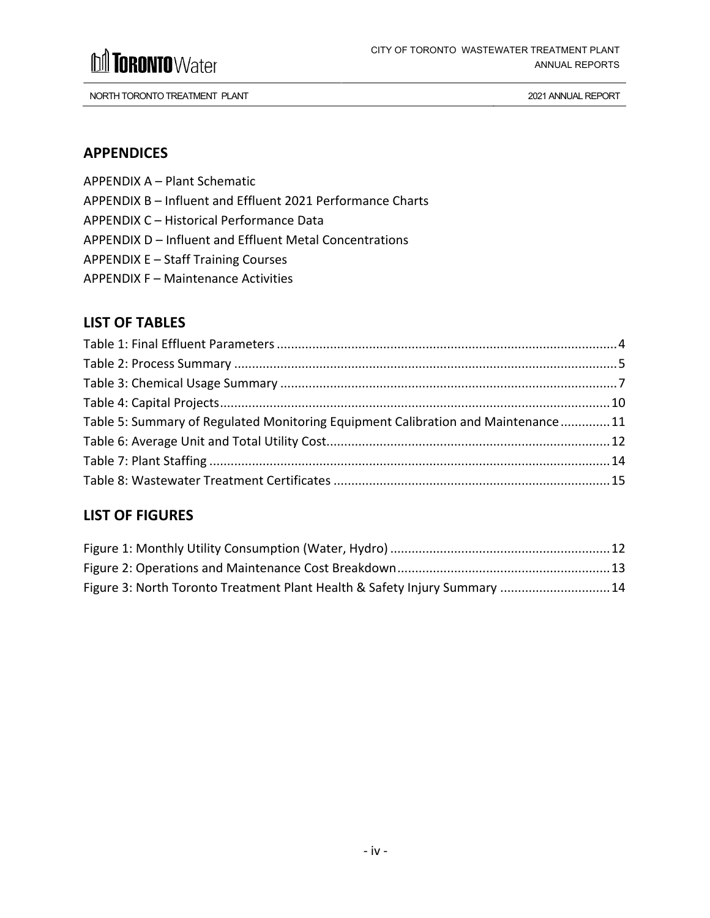## APPENDICES

APPENDIX A – Plant Schematic
APPENDIX B – Influent and Effluent 2021 Performance Charts
APPENDIX C – Historical Performance Data
APPENDIX D – Influent and Effluent Metal Concentrations
APPENDIX E – Staff Training Courses
APPENDIX F – Maintenance Activities

## LIST OF TABLES

Table 1: Final Effluent Parameters ............................................................ 4
Table 2: Process Summary ............................................................ 5
Table 3: Chemical Usage Summary ............................................................ 7
Table 4: Capital Projects ............................................................ 10
Table 5: Summary of Regulated Monitoring Equipment Calibration and Maintenance ............. 11
Table 6: Average Unit and Total Utility Cost ............................................................ 12
Table 7: Plant Staffing ............................................................ 14
Table 8: Wastewater Treatment Certificates ............................................................ 15

## LIST OF FIGURES

Figure 1: Monthly Utility Consumption (Water, Hydro) ............................................................ 12
Figure 2: Operations and Maintenance Cost Breakdown ............................................................ 13
Figure 3: North Toronto Treatment Plant Health & Safety Injury Summary ............................... 14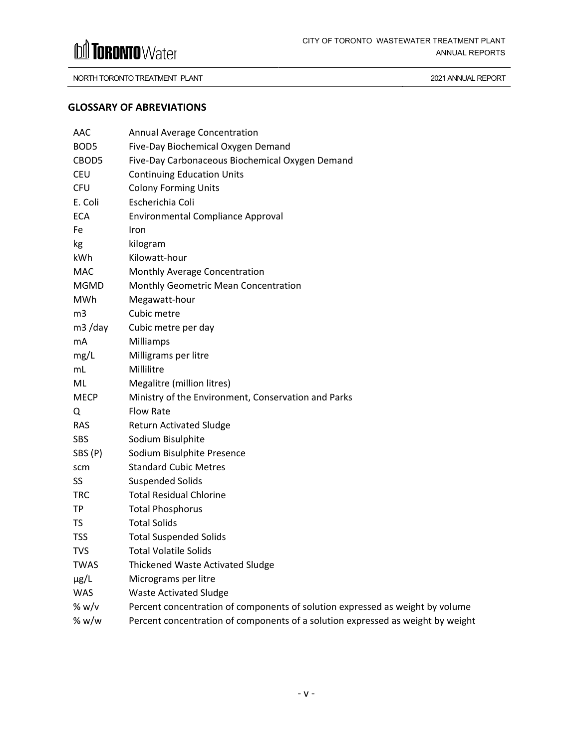## GLOSSARY OF ABREVIATIONS

| | |
|---|---|
| AAC | Annual Average Concentration |
| BOD5 | Five-Day Biochemical Oxygen Demand |
| CBOD5 | Five-Day Carbonaceous Biochemical Oxygen Demand |
| CEU | Continuing Education Units |
| CFU | Colony Forming Units |
| E. Coli | Escherichia Coli |
| ECA | Environmental Compliance Approval |
| Fe | Iron |
| kg | kilogram |
| kWh | Kilowatt-hour |
| MAC | Monthly Average Concentration |
| MGMD | Monthly Geometric Mean Concentration |
| MWh | Megawatt-hour |
| m3 | Cubic metre |
| m3 /day | Cubic metre per day |
| mA | Milliamps |
| mg/L | Milligrams per litre |
| mL | Millilitre |
| ML | Megalitre (million litres) |
| MECP | Ministry of the Environment, Conservation and Parks |
| Q | Flow Rate |
| RAS | Return Activated Sludge |
| SBS | Sodium Bisulphite |
| SBS (P) | Sodium Bisulphite Presence |
| scm | Standard Cubic Metres |
| SS | Suspended Solids |
| TRC | Total Residual Chlorine |
| TP | Total Phosphorus |
| TS | Total Solids |
| TSS | Total Suspended Solids |
| TVS | Total Volatile Solids |
| TWAS | Thickened Waste Activated Sludge |
| µg/L | Micrograms per litre |
| WAS | Waste Activated Sludge |
| % w/v | Percent concentration of components of solution expressed as weight by volume |
| % w/w | Percent concentration of components of a solution expressed as weight by weight |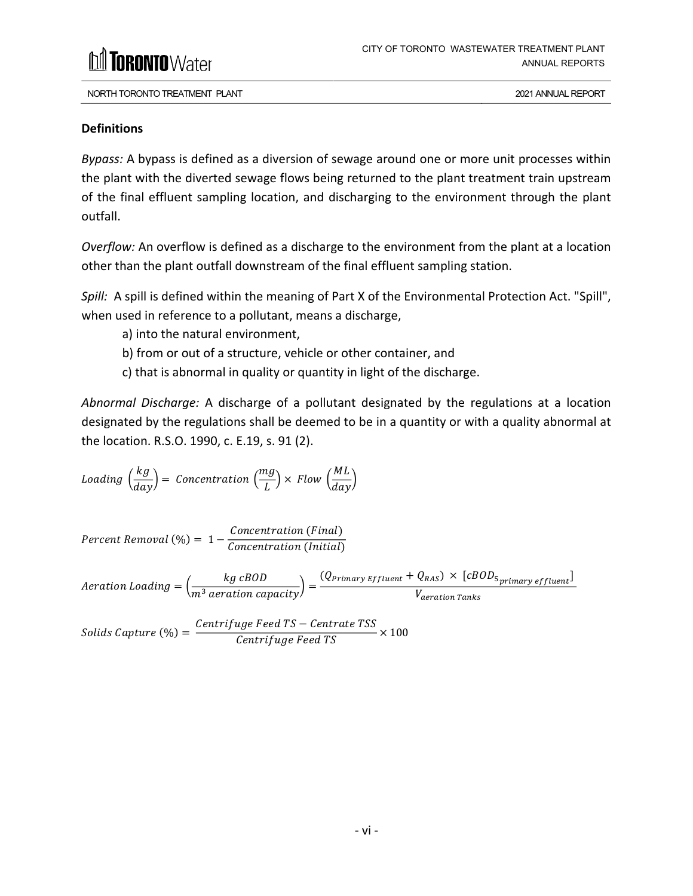### Definitions

*Bypass:* A bypass is defined as a diversion of sewage around one or more unit processes within the plant with the diverted sewage flows being returned to the plant treatment train upstream of the final effluent sampling location, and discharging to the environment through the plant outfall.

*Overflow:* An overflow is defined as a discharge to the environment from the plant at a location other than the plant outfall downstream of the final effluent sampling station.

*Spill:* A spill is defined within the meaning of Part X of the Environmental Protection Act. "Spill", when used in reference to a pollutant, means a discharge,

a) into the natural environment,

b) from or out of a structure, vehicle or other container, and

c) that is abnormal in quality or quantity in light of the discharge.

*Abnormal Discharge:* A discharge of a pollutant designated by the regulations at a location designated by the regulations shall be deemed to be in a quantity or with a quality abnormal at the location. R.S.O. 1990, c. E.19, s. 91 (2).

$$Loading\ \left(\frac{kg}{day}\right) = Concentration\ \left(\frac{mg}{L}\right) \times Flow\ \left(\frac{ML}{day}\right)$$

$$Percent\ Removal\ (\%) = 1 - \frac{Concentration\ (Final)}{Concentration\ (Initial)}$$

$$Aeration\ Loading = \left(\frac{kg\ cBOD}{m^3\ aeration\ capacity}\right) = \frac{(Q_{Primary\ Effluent} + Q_{RAS}) \times [cBOD_{5_{primary\ effluent}}]}{V_{aeration\ Tanks}}$$

$$Solids\ Capture\ (\%) = \frac{Centrifuge\ Feed\ TS - Centrate\ TSS}{Centrifuge\ Feed\ TS} \times 100$$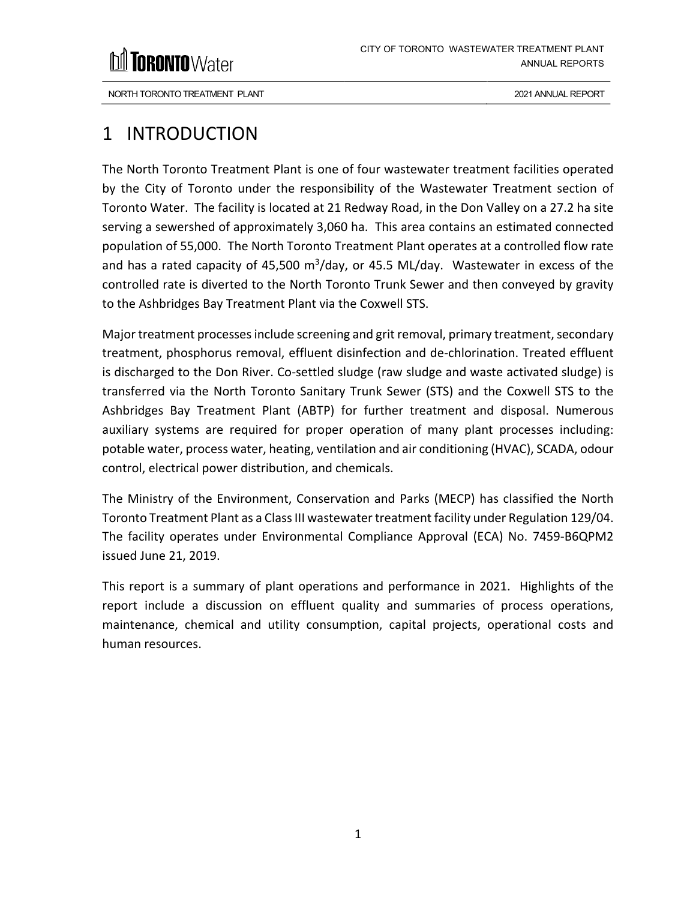# 1 INTRODUCTION

The North Toronto Treatment Plant is one of four wastewater treatment facilities operated by the City of Toronto under the responsibility of the Wastewater Treatment section of Toronto Water. The facility is located at 21 Redway Road, in the Don Valley on a 27.2 ha site serving a sewershed of approximately 3,060 ha. This area contains an estimated connected population of 55,000. The North Toronto Treatment Plant operates at a controlled flow rate and has a rated capacity of 45,500 $m^3$/day, or 45.5 ML/day. Wastewater in excess of the controlled rate is diverted to the North Toronto Trunk Sewer and then conveyed by gravity to the Ashbridges Bay Treatment Plant via the Coxwell STS.

Major treatment processes include screening and grit removal, primary treatment, secondary treatment, phosphorus removal, effluent disinfection and de-chlorination. Treated effluent is discharged to the Don River. Co-settled sludge (raw sludge and waste activated sludge) is transferred via the North Toronto Sanitary Trunk Sewer (STS) and the Coxwell STS to the Ashbridges Bay Treatment Plant (ABTP) for further treatment and disposal. Numerous auxiliary systems are required for proper operation of many plant processes including: potable water, process water, heating, ventilation and air conditioning (HVAC), SCADA, odour control, electrical power distribution, and chemicals.

The Ministry of the Environment, Conservation and Parks (MECP) has classified the North Toronto Treatment Plant as a Class III wastewater treatment facility under Regulation 129/04. The facility operates under Environmental Compliance Approval (ECA) No. 7459-B6QPM2 issued June 21, 2019.

This report is a summary of plant operations and performance in 2021. Highlights of the report include a discussion on effluent quality and summaries of process operations, maintenance, chemical and utility consumption, capital projects, operational costs and human resources.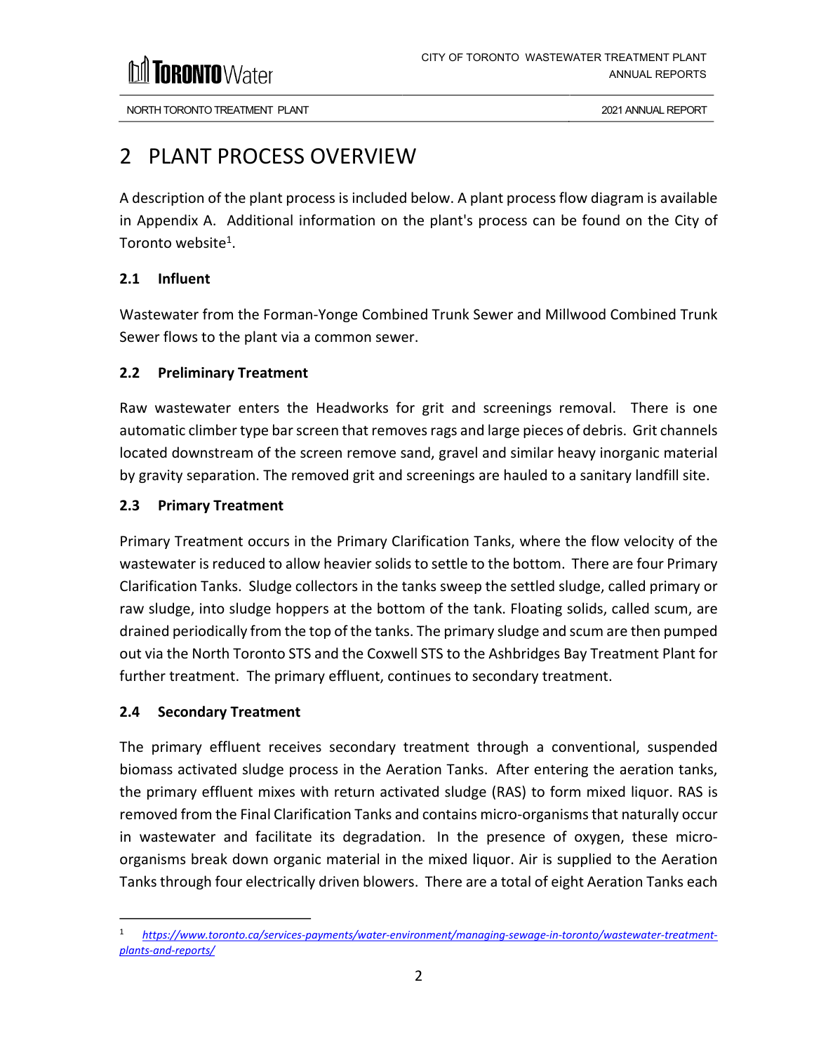# 2 PLANT PROCESS OVERVIEW

A description of the plant process is included below. A plant process flow diagram is available in Appendix A. Additional information on the plant's process can be found on the City of Toronto website[1].

## 2.1 Influent

Wastewater from the Forman-Yonge Combined Trunk Sewer and Millwood Combined Trunk Sewer flows to the plant via a common sewer.

## 2.2 Preliminary Treatment

Raw wastewater enters the Headworks for grit and screenings removal. There is one automatic climber type bar screen that removes rags and large pieces of debris. Grit channels located downstream of the screen remove sand, gravel and similar heavy inorganic material by gravity separation. The removed grit and screenings are hauled to a sanitary landfill site.

## 2.3 Primary Treatment

Primary Treatment occurs in the Primary Clarification Tanks, where the flow velocity of the wastewater is reduced to allow heavier solids to settle to the bottom. There are four Primary Clarification Tanks. Sludge collectors in the tanks sweep the settled sludge, called primary or raw sludge, into sludge hoppers at the bottom of the tank. Floating solids, called scum, are drained periodically from the top of the tanks. The primary sludge and scum are then pumped out via the North Toronto STS and the Coxwell STS to the Ashbridges Bay Treatment Plant for further treatment. The primary effluent, continues to secondary treatment.

## 2.4 Secondary Treatment

The primary effluent receives secondary treatment through a conventional, suspended biomass activated sludge process in the Aeration Tanks. After entering the aeration tanks, the primary effluent mixes with return activated sludge (RAS) to form mixed liquor. RAS is removed from the Final Clarification Tanks and contains micro-organisms that naturally occur in wastewater and facilitate its degradation. In the presence of oxygen, these micro-organisms break down organic material in the mixed liquor. Air is supplied to the Aeration Tanks through four electrically driven blowers. There are a total of eight Aeration Tanks each

---

[1] https://www.toronto.ca/services-payments/water-environment/managing-sewage-in-toronto/wastewater-treatment-plants-and-reports/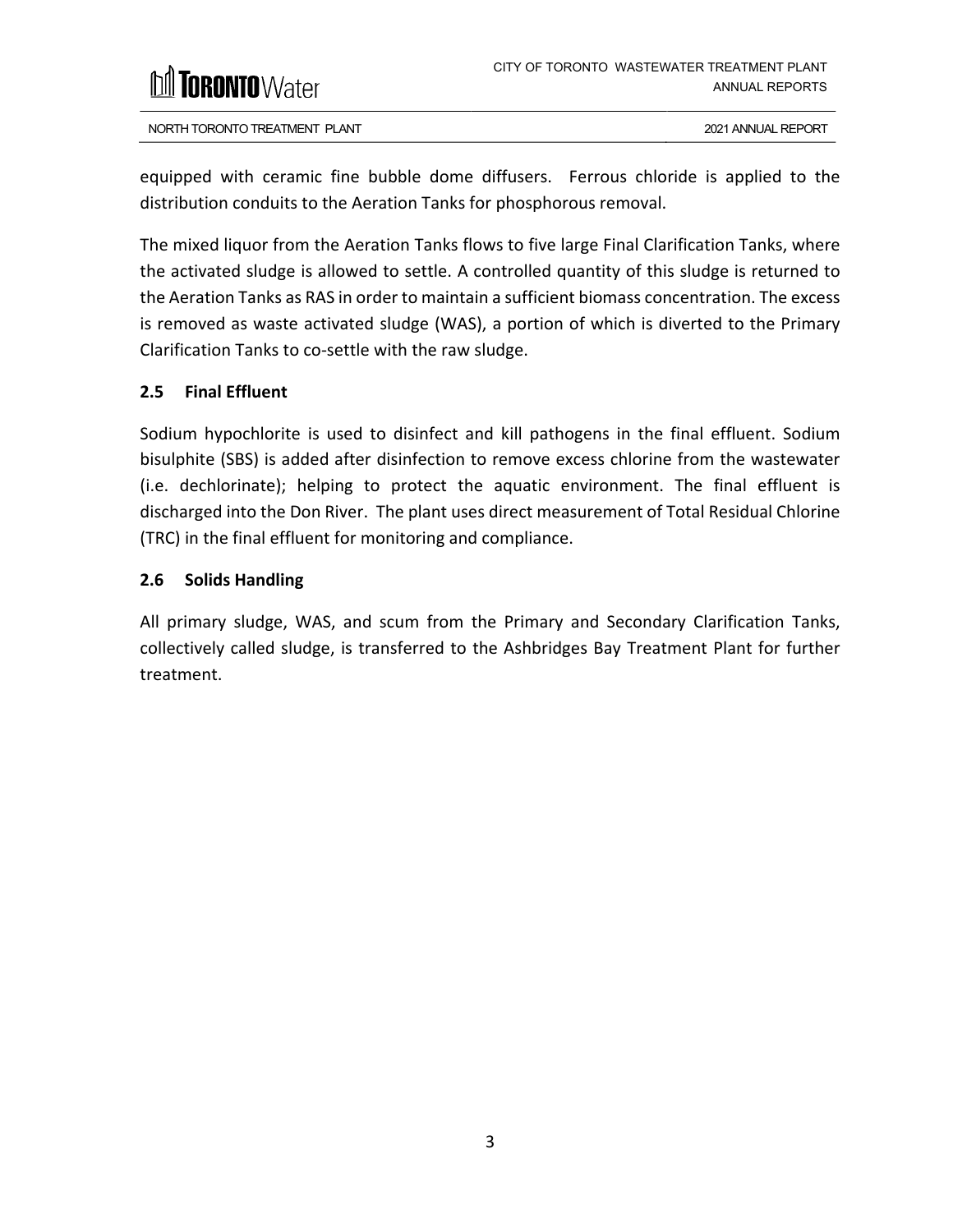equipped with ceramic fine bubble dome diffusers. Ferrous chloride is applied to the distribution conduits to the Aeration Tanks for phosphorous removal.

The mixed liquor from the Aeration Tanks flows to five large Final Clarification Tanks, where the activated sludge is allowed to settle. A controlled quantity of this sludge is returned to the Aeration Tanks as RAS in order to maintain a sufficient biomass concentration. The excess is removed as waste activated sludge (WAS), a portion of which is diverted to the Primary Clarification Tanks to co-settle with the raw sludge.

### 2.5 Final Effluent

Sodium hypochlorite is used to disinfect and kill pathogens in the final effluent. Sodium bisulphite (SBS) is added after disinfection to remove excess chlorine from the wastewater (i.e. dechlorinate); helping to protect the aquatic environment. The final effluent is discharged into the Don River. The plant uses direct measurement of Total Residual Chlorine (TRC) in the final effluent for monitoring and compliance.

### 2.6 Solids Handling

All primary sludge, WAS, and scum from the Primary and Secondary Clarification Tanks, collectively called sludge, is transferred to the Ashbridges Bay Treatment Plant for further treatment.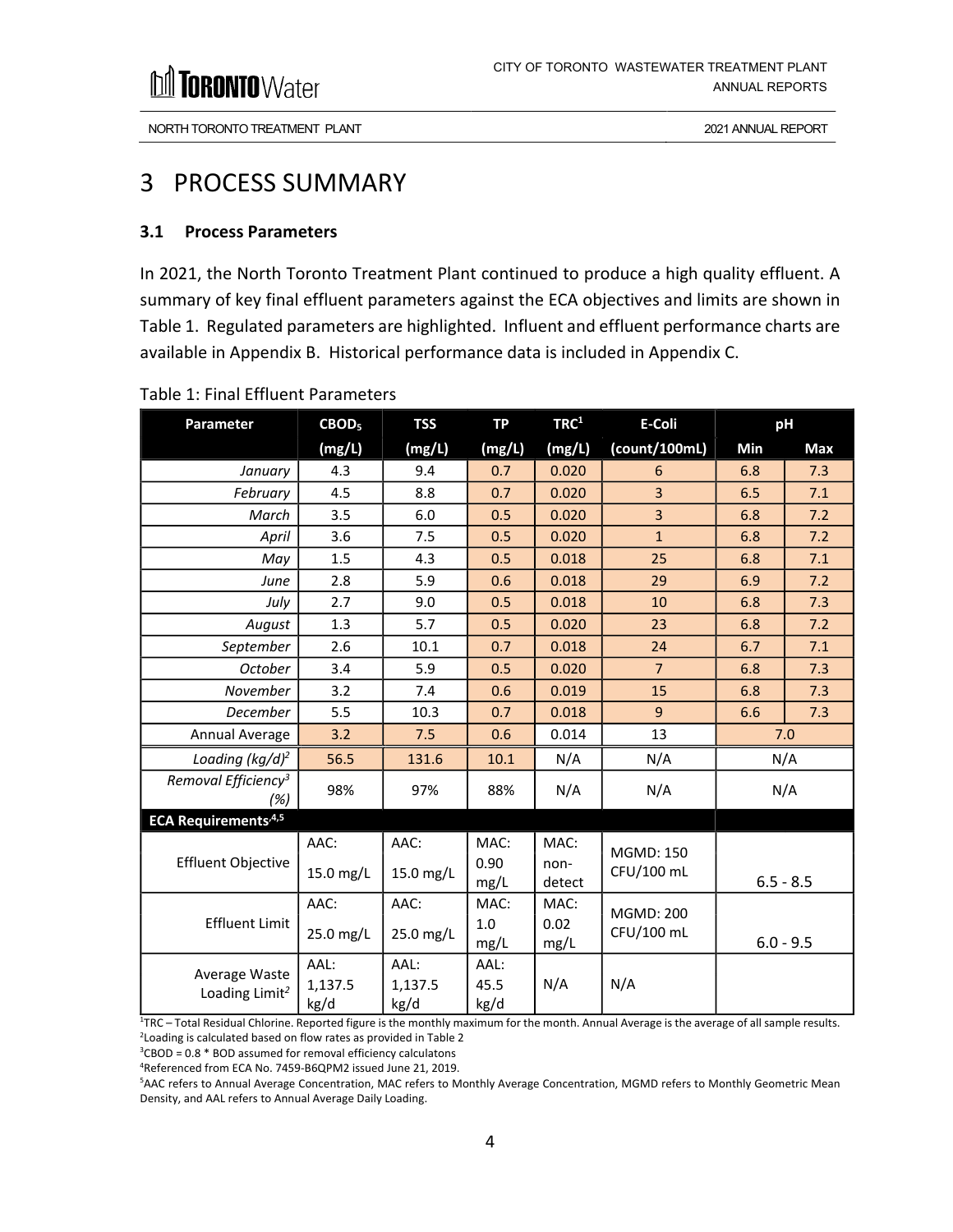# 3 PROCESS SUMMARY

### 3.1 Process Parameters

In 2021, the North Toronto Treatment Plant continued to produce a high quality effluent. A summary of key final effluent parameters against the ECA objectives and limits are shown in Table 1. Regulated parameters are highlighted. Influent and effluent performance charts are available in Appendix B. Historical performance data is included in Appendix C.

Table 1: Final Effluent Parameters

| Parameter | $CBOD_5$ (mg/L) | TSS (mg/L) | TP (mg/L) | TRC[1] (mg/L) | E-Coli (count/100mL) | pH Min | pH Max |
|---|---|---|---|---|---|---|---|
| *January* | 4.3 | 9.4 | 0.7 | 0.020 | 6 | 6.8 | 7.3 |
| *February* | 4.5 | 8.8 | 0.7 | 0.020 | 3 | 6.5 | 7.1 |
| *March* | 3.5 | 6.0 | 0.5 | 0.020 | 3 | 6.8 | 7.2 |
| *April* | 3.6 | 7.5 | 0.5 | 0.020 | 1 | 6.8 | 7.2 |
| *May* | 1.5 | 4.3 | 0.5 | 0.018 | 25 | 6.8 | 7.1 |
| *June* | 2.8 | 5.9 | 0.6 | 0.018 | 29 | 6.9 | 7.2 |
| *July* | 2.7 | 9.0 | 0.5 | 0.018 | 10 | 6.8 | 7.3 |
| *August* | 1.3 | 5.7 | 0.5 | 0.020 | 23 | 6.8 | 7.2 |
| *September* | 2.6 | 10.1 | 0.7 | 0.018 | 24 | 6.7 | 7.1 |
| *October* | 3.4 | 5.9 | 0.5 | 0.020 | 7 | 6.8 | 7.3 |
| *November* | 3.2 | 7.4 | 0.6 | 0.019 | 15 | 6.8 | 7.3 |
| *December* | 5.5 | 10.3 | 0.7 | 0.018 | 9 | 6.6 | 7.3 |
| Annual Average | 3.2 | 7.5 | 0.6 | 0.014 | 13 | 7.0 | |
| *Loading (kg/d)*[2] | 56.5 | 131.6 | 10.1 | N/A | N/A | N/A | |
| *Removal Efficiency*[3] *(%)* | 98% | 97% | 88% | N/A | N/A | N/A | |
| **ECA Requirements**[4,5] | | | | | | | |
| Effluent Objective | AAC: 15.0 mg/L | AAC: 15.0 mg/L | MAC: 0.90 mg/L | MAC: non-detect | MGMD: 150 CFU/100 mL | 6.5 - 8.5 | |
| Effluent Limit | AAC: 25.0 mg/L | AAC: 25.0 mg/L | MAC: 1.0 mg/L | MAC: 0.02 mg/L | MGMD: 200 CFU/100 mL | 6.0 - 9.5 | |
| Average Waste Loading Limit[2] | AAL: 1,137.5 kg/d | AAL: 1,137.5 kg/d | AAL: 45.5 kg/d | N/A | N/A | | |

[1]TRC – Total Residual Chlorine. Reported figure is the monthly maximum for the month. Annual Average is the average of all sample results.
[2]Loading is calculated based on flow rates as provided in Table 2
[3]CBOD = 0.8 * BOD assumed for removal efficiency calculatons
[4]Referenced from ECA No. 7459-B6QPM2 issued June 21, 2019.
[5]AAC refers to Annual Average Concentration, MAC refers to Monthly Average Concentration, MGMD refers to Monthly Geometric Mean Density, and AAL refers to Annual Average Daily Loading.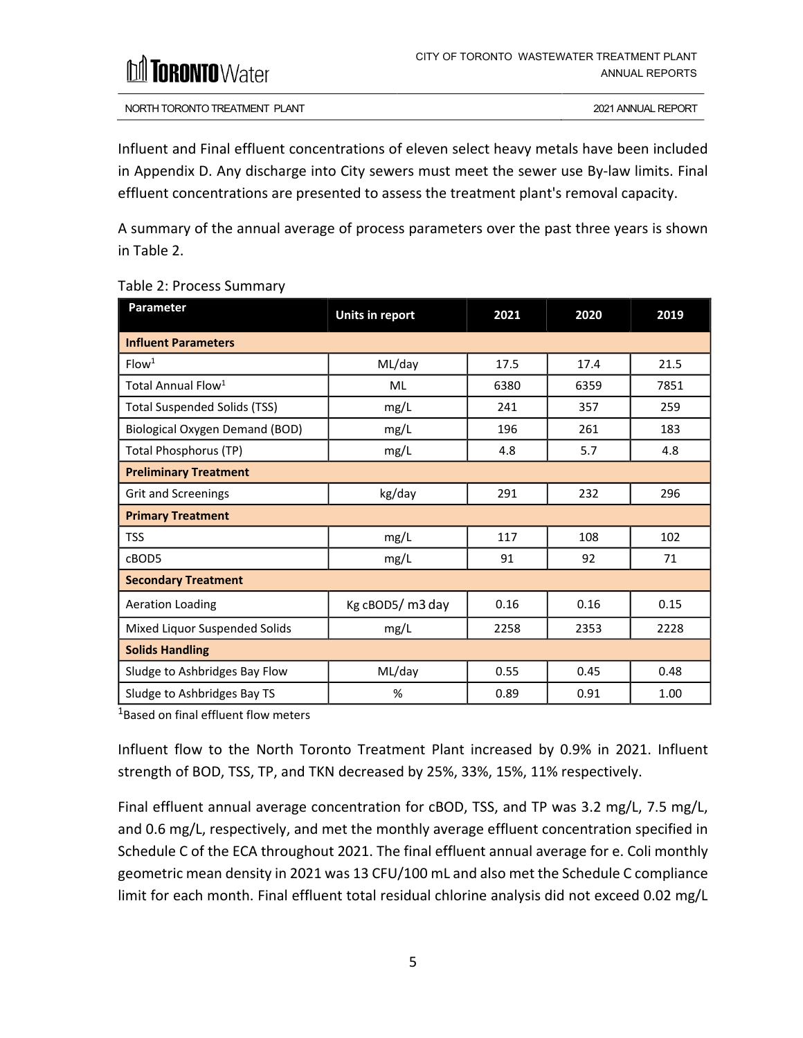Influent and Final effluent concentrations of eleven select heavy metals have been included in Appendix D. Any discharge into City sewers must meet the sewer use By-law limits. Final effluent concentrations are presented to assess the treatment plant's removal capacity.

A summary of the annual average of process parameters over the past three years is shown in Table 2.

Table 2: Process Summary

| Parameter | Units in report | 2021 | 2020 | 2019 |
|---|---|---|---|---|
| **Influent Parameters** | | | | |
| Flow[1] | ML/day | 17.5 | 17.4 | 21.5 |
| Total Annual Flow[1] | ML | 6380 | 6359 | 7851 |
| Total Suspended Solids (TSS) | mg/L | 241 | 357 | 259 |
| Biological Oxygen Demand (BOD) | mg/L | 196 | 261 | 183 |
| Total Phosphorus (TP) | mg/L | 4.8 | 5.7 | 4.8 |
| **Preliminary Treatment** | | | | |
| Grit and Screenings | kg/day | 291 | 232 | 296 |
| **Primary Treatment** | | | | |
| TSS | mg/L | 117 | 108 | 102 |
| cBOD5 | mg/L | 91 | 92 | 71 |
| **Secondary Treatment** | | | | |
| Aeration Loading | Kg cBOD5/ m3 day | 0.16 | 0.16 | 0.15 |
| Mixed Liquor Suspended Solids | mg/L | 2258 | 2353 | 2228 |
| **Solids Handling** | | | | |
| Sludge to Ashbridges Bay Flow | ML/day | 0.55 | 0.45 | 0.48 |
| Sludge to Ashbridges Bay TS | % | 0.89 | 0.91 | 1.00 |

[1]Based on final effluent flow meters

Influent flow to the North Toronto Treatment Plant increased by 0.9% in 2021. Influent strength of BOD, TSS, TP, and TKN decreased by 25%, 33%, 15%, 11% respectively.

Final effluent annual average concentration for cBOD, TSS, and TP was 3.2 mg/L, 7.5 mg/L, and 0.6 mg/L, respectively, and met the monthly average effluent concentration specified in Schedule C of the ECA throughout 2021. The final effluent annual average for e. Coli monthly geometric mean density in 2021 was 13 CFU/100 mL and also met the Schedule C compliance limit for each month. Final effluent total residual chlorine analysis did not exceed 0.02 mg/L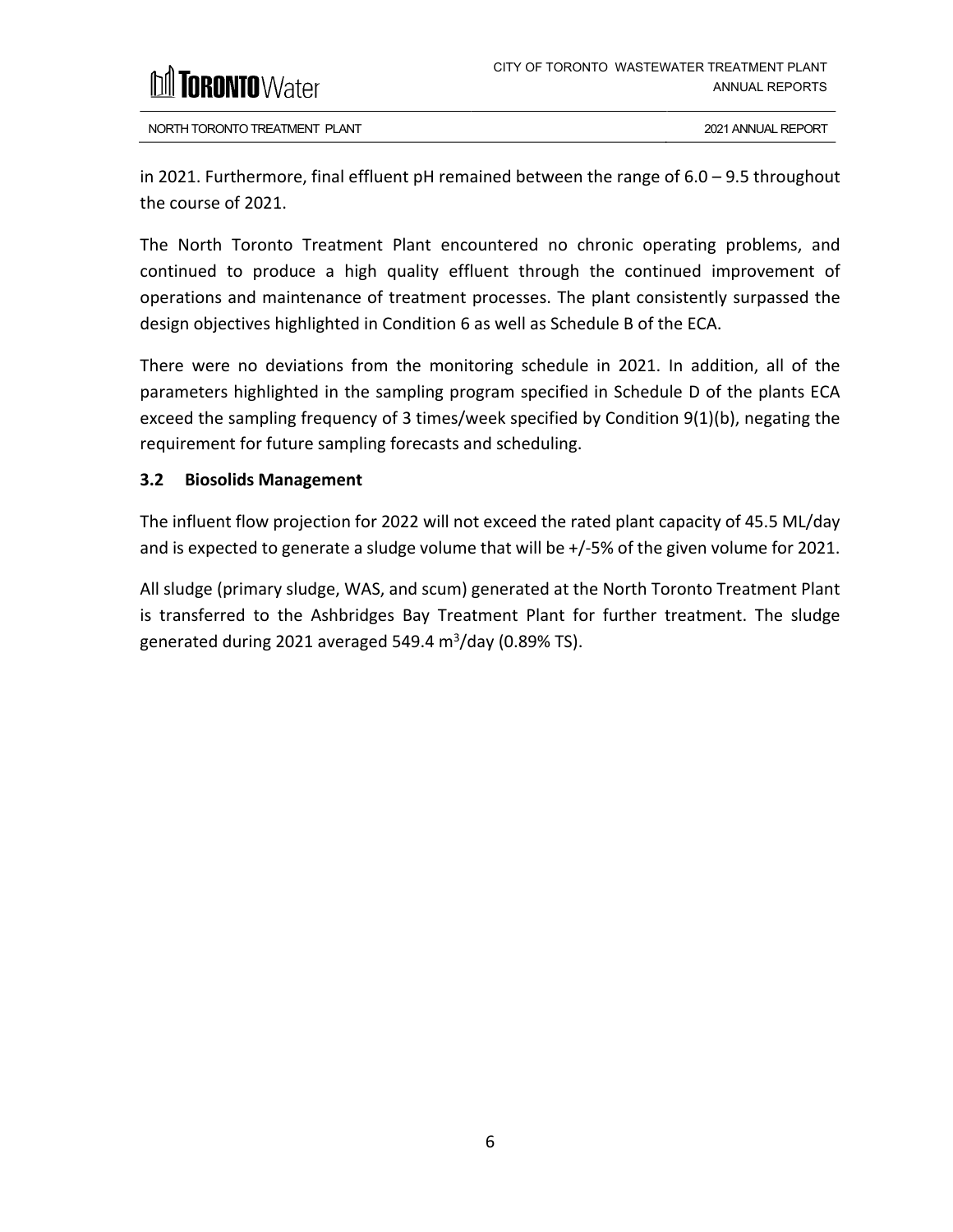in 2021. Furthermore, final effluent pH remained between the range of 6.0 – 9.5 throughout the course of 2021.

The North Toronto Treatment Plant encountered no chronic operating problems, and continued to produce a high quality effluent through the continued improvement of operations and maintenance of treatment processes. The plant consistently surpassed the design objectives highlighted in Condition 6 as well as Schedule B of the ECA.

There were no deviations from the monitoring schedule in 2021. In addition, all of the parameters highlighted in the sampling program specified in Schedule D of the plants ECA exceed the sampling frequency of 3 times/week specified by Condition 9(1)(b), negating the requirement for future sampling forecasts and scheduling.

### 3.2 Biosolids Management

The influent flow projection for 2022 will not exceed the rated plant capacity of 45.5 ML/day and is expected to generate a sludge volume that will be +/-5% of the given volume for 2021.

All sludge (primary sludge, WAS, and scum) generated at the North Toronto Treatment Plant is transferred to the Ashbridges Bay Treatment Plant for further treatment. The sludge generated during 2021 averaged 549.4 $m^3$/day (0.89% TS).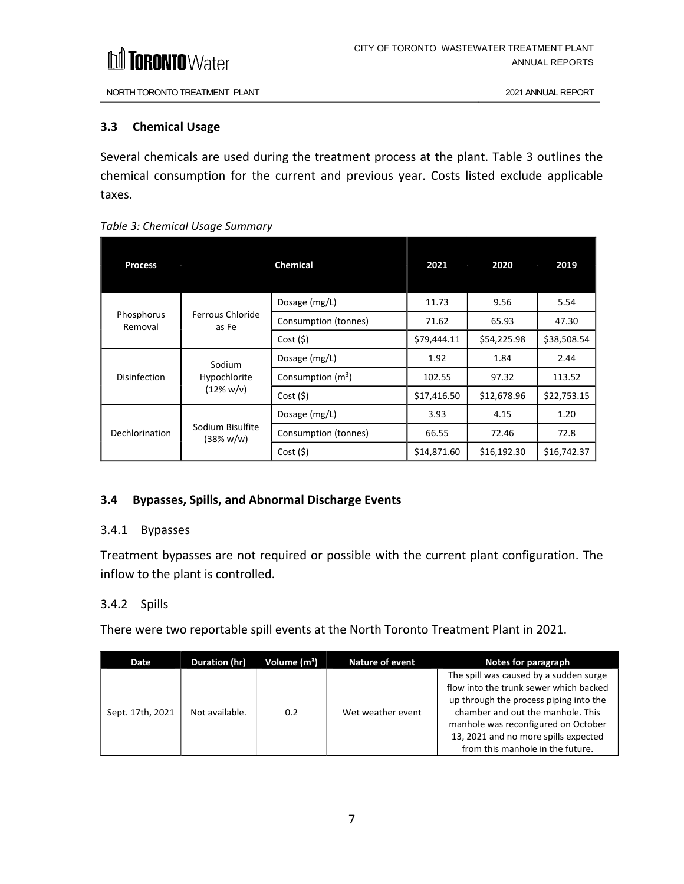## 3.3 Chemical Usage

Several chemicals are used during the treatment process at the plant. Table 3 outlines the chemical consumption for the current and previous year. Costs listed exclude applicable taxes.

*Table 3: Chemical Usage Summary*

| Process | Chemical | | 2021 | 2020 | 2019 |
|---|---|---|---|---|---|
| Phosphorus Removal | Ferrous Chloride as Fe | Dosage (mg/L) | 11.73 | 9.56 | 5.54 |
| | | Consumption (tonnes) | 71.62 | 65.93 | 47.30 |
| | | Cost ($) | $79,444.11 | $54,225.98 | $38,508.54 |
| Disinfection | Sodium Hypochlorite (12% w/v) | Dosage (mg/L) | 1.92 | 1.84 | 2.44 |
| | | Consumption ($m^3$) | 102.55 | 97.32 | 113.52 |
| | | Cost ($) | $17,416.50 | $12,678.96 | $22,753.15 |
| Dechlorination | Sodium Bisulfite (38% w/w) | Dosage (mg/L) | 3.93 | 4.15 | 1.20 |
| | | Consumption (tonnes) | 66.55 | 72.46 | 72.8 |
| | | Cost ($) | $14,871.60 | $16,192.30 | $16,742.37 |

## 3.4 Bypasses, Spills, and Abnormal Discharge Events

### 3.4.1 Bypasses

Treatment bypasses are not required or possible with the current plant configuration. The inflow to the plant is controlled.

### 3.4.2 Spills

There were two reportable spill events at the North Toronto Treatment Plant in 2021.

| Date | Duration (hr) | Volume ($m^3$) | Nature of event | Notes for paragraph |
|---|---|---|---|---|
| Sept. 17th, 2021 | Not available. | 0.2 | Wet weather event | The spill was caused by a sudden surge flow into the trunk sewer which backed up through the process piping into the chamber and out the manhole. This manhole was reconfigured on October 13, 2021 and no more spills expected from this manhole in the future. |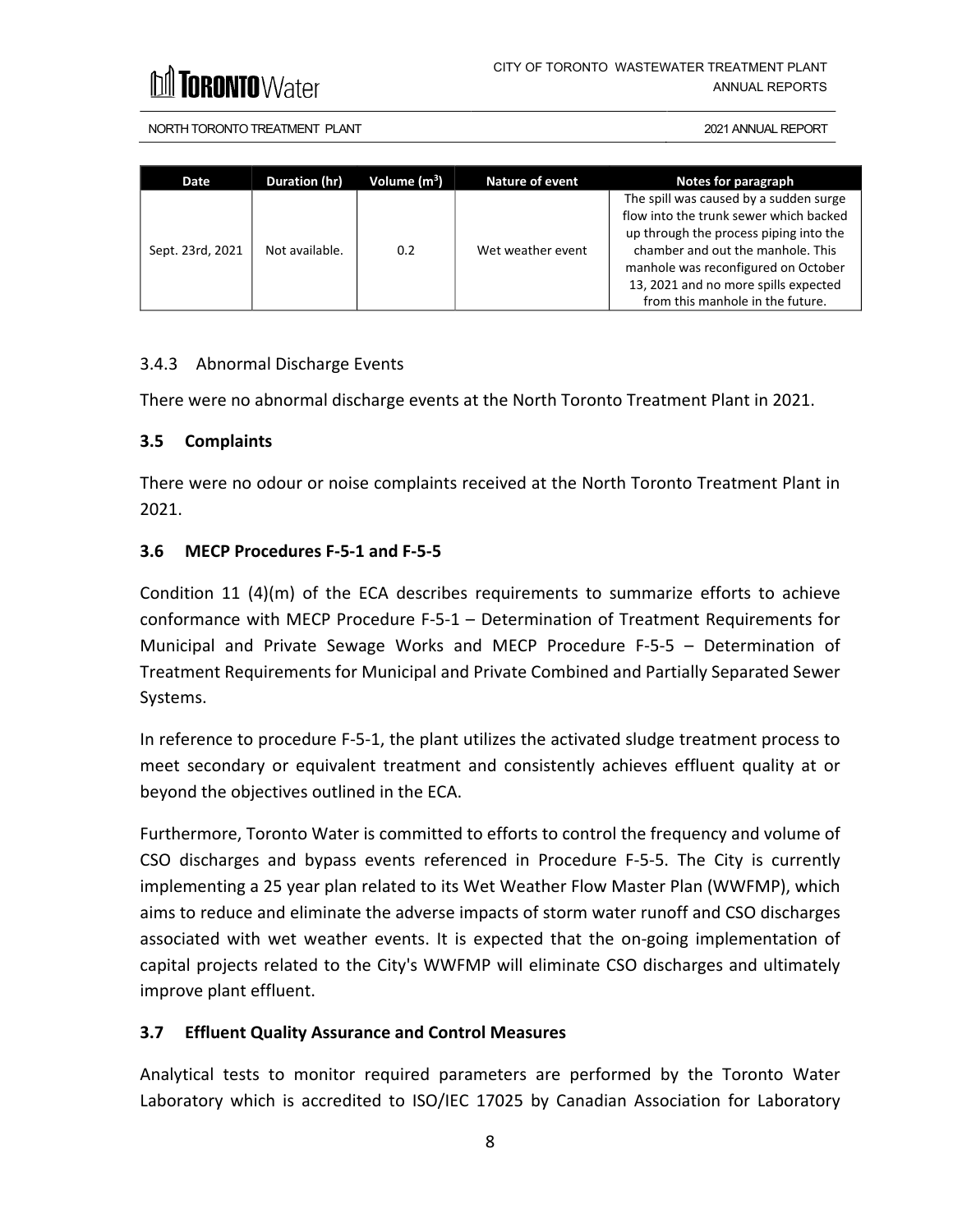| Date | Duration (hr) | Volume ($m^3$) | Nature of event | Notes for paragraph |
|---|---|---|---|---|
| Sept. 23rd, 2021 | Not available. | 0.2 | Wet weather event | The spill was caused by a sudden surge flow into the trunk sewer which backed up through the process piping into the chamber and out the manhole. This manhole was reconfigured on October 13, 2021 and no more spills expected from this manhole in the future. |

### 3.4.3 Abnormal Discharge Events

There were no abnormal discharge events at the North Toronto Treatment Plant in 2021.

## 3.5 Complaints

There were no odour or noise complaints received at the North Toronto Treatment Plant in 2021.

## 3.6 MECP Procedures F-5-1 and F-5-5

Condition 11 (4)(m) of the ECA describes requirements to summarize efforts to achieve conformance with MECP Procedure F-5-1 – Determination of Treatment Requirements for Municipal and Private Sewage Works and MECP Procedure F-5-5 – Determination of Treatment Requirements for Municipal and Private Combined and Partially Separated Sewer Systems.

In reference to procedure F-5-1, the plant utilizes the activated sludge treatment process to meet secondary or equivalent treatment and consistently achieves effluent quality at or beyond the objectives outlined in the ECA.

Furthermore, Toronto Water is committed to efforts to control the frequency and volume of CSO discharges and bypass events referenced in Procedure F-5-5. The City is currently implementing a 25 year plan related to its Wet Weather Flow Master Plan (WWFMP), which aims to reduce and eliminate the adverse impacts of storm water runoff and CSO discharges associated with wet weather events. It is expected that the on-going implementation of capital projects related to the City's WWFMP will eliminate CSO discharges and ultimately improve plant effluent.

## 3.7 Effluent Quality Assurance and Control Measures

Analytical tests to monitor required parameters are performed by the Toronto Water Laboratory which is accredited to ISO/IEC 17025 by Canadian Association for Laboratory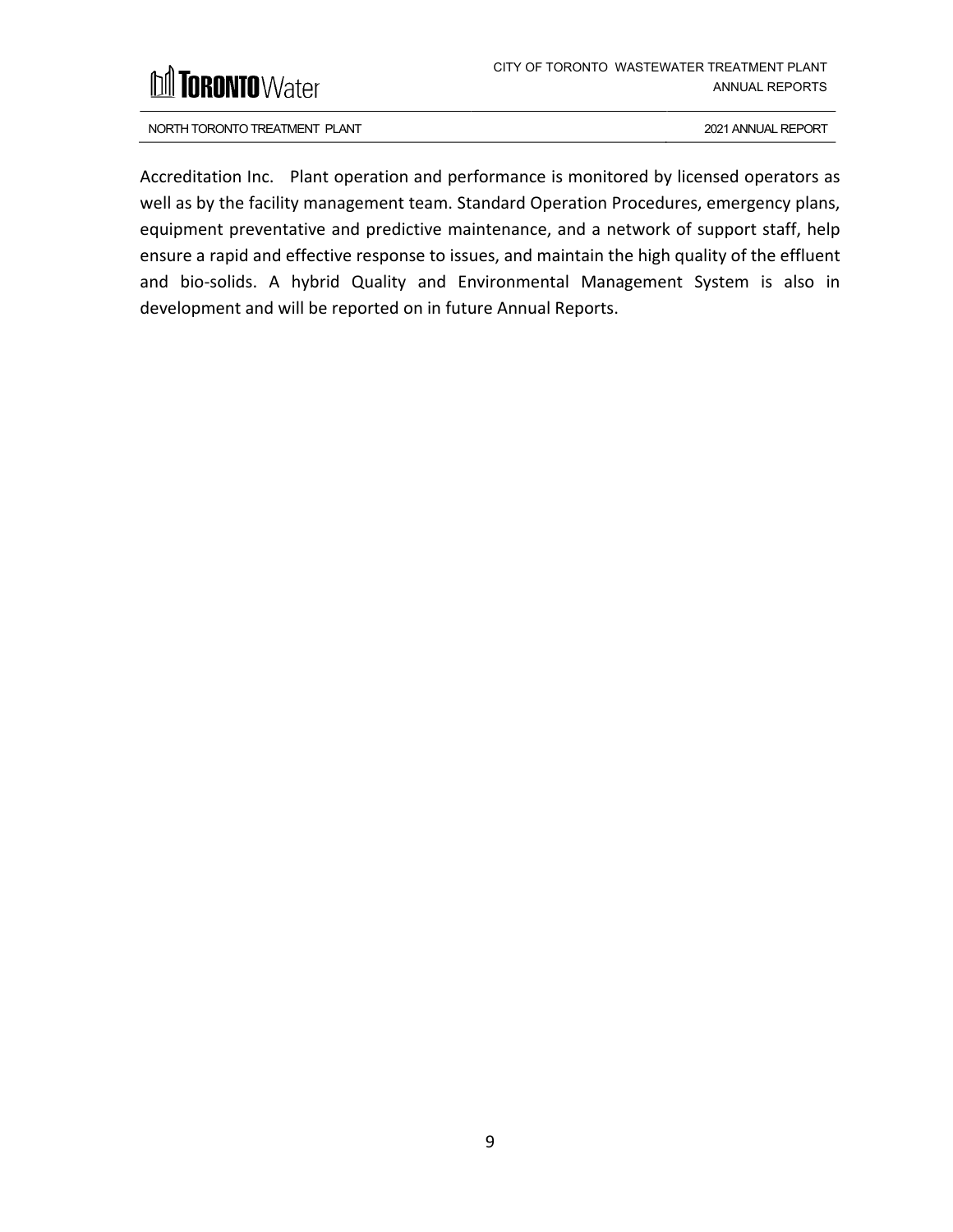Accreditation Inc. Plant operation and performance is monitored by licensed operators as well as by the facility management team. Standard Operation Procedures, emergency plans, equipment preventative and predictive maintenance, and a network of support staff, help ensure a rapid and effective response to issues, and maintain the high quality of the effluent and bio-solids. A hybrid Quality and Environmental Management System is also in development and will be reported on in future Annual Reports.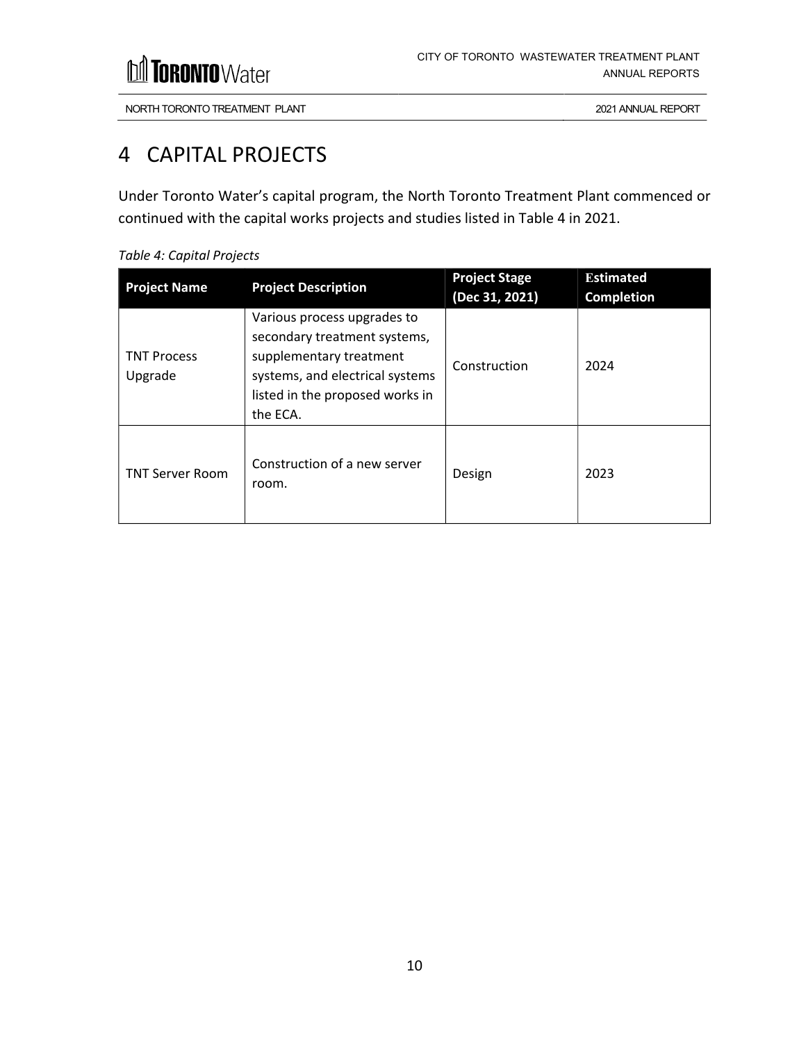# 4 CAPITAL PROJECTS

Under Toronto Water's capital program, the North Toronto Treatment Plant commenced or continued with the capital works projects and studies listed in Table 4 in 2021.

*Table 4: Capital Projects*

| Project Name | Project Description | Project Stage (Dec 31, 2021) | Estimated Completion |
|---|---|---|---|
| TNT Process Upgrade | Various process upgrades to secondary treatment systems, supplementary treatment systems, and electrical systems listed in the proposed works in the ECA. | Construction | 2024 |
| TNT Server Room | Construction of a new server room. | Design | 2023 |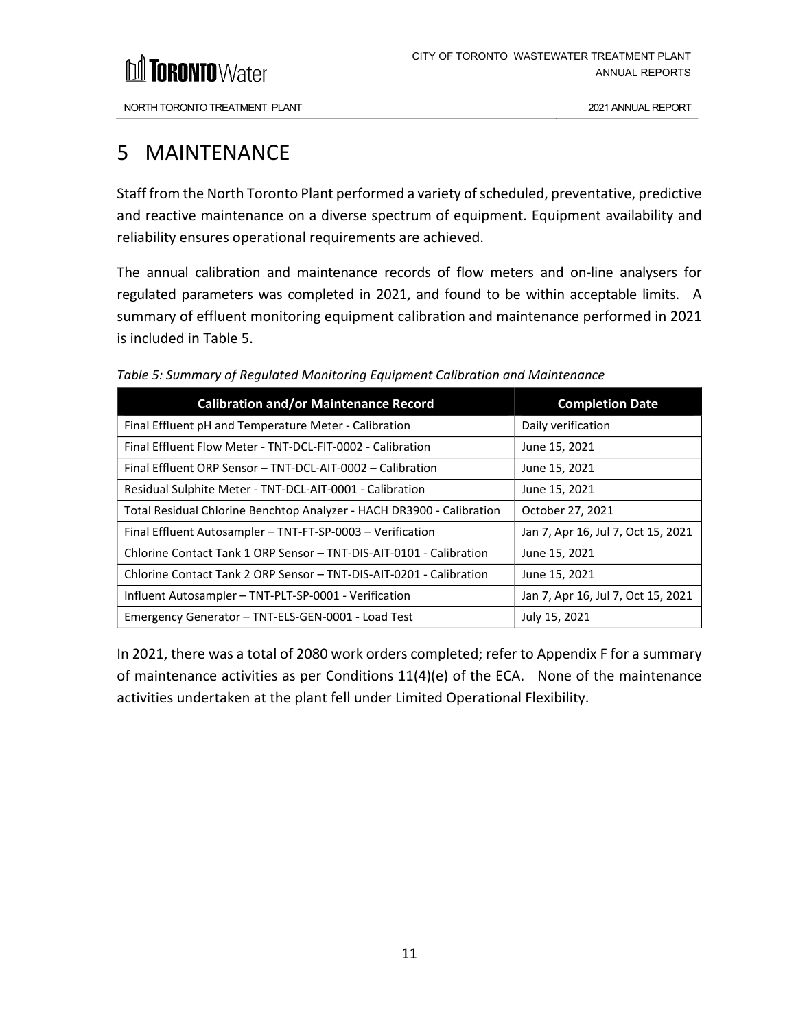# 5 MAINTENANCE

Staff from the North Toronto Plant performed a variety of scheduled, preventative, predictive and reactive maintenance on a diverse spectrum of equipment. Equipment availability and reliability ensures operational requirements are achieved.

The annual calibration and maintenance records of flow meters and on-line analysers for regulated parameters was completed in 2021, and found to be within acceptable limits. A summary of effluent monitoring equipment calibration and maintenance performed in 2021 is included in Table 5.

*Table 5: Summary of Regulated Monitoring Equipment Calibration and Maintenance*

| Calibration and/or Maintenance Record | Completion Date |
|---|---|
| Final Effluent pH and Temperature Meter - Calibration | Daily verification |
| Final Effluent Flow Meter - TNT-DCL-FIT-0002 - Calibration | June 15, 2021 |
| Final Effluent ORP Sensor – TNT-DCL-AIT-0002 – Calibration | June 15, 2021 |
| Residual Sulphite Meter - TNT-DCL-AIT-0001 - Calibration | June 15, 2021 |
| Total Residual Chlorine Benchtop Analyzer - HACH DR3900 - Calibration | October 27, 2021 |
| Final Effluent Autosampler – TNT-FT-SP-0003 – Verification | Jan 7, Apr 16, Jul 7, Oct 15, 2021 |
| Chlorine Contact Tank 1 ORP Sensor – TNT-DIS-AIT-0101 - Calibration | June 15, 2021 |
| Chlorine Contact Tank 2 ORP Sensor – TNT-DIS-AIT-0201 - Calibration | June 15, 2021 |
| Influent Autosampler – TNT-PLT-SP-0001 - Verification | Jan 7, Apr 16, Jul 7, Oct 15, 2021 |
| Emergency Generator – TNT-ELS-GEN-0001 - Load Test | July 15, 2021 |

In 2021, there was a total of 2080 work orders completed; refer to Appendix F for a summary of maintenance activities as per Conditions 11(4)(e) of the ECA. None of the maintenance activities undertaken at the plant fell under Limited Operational Flexibility.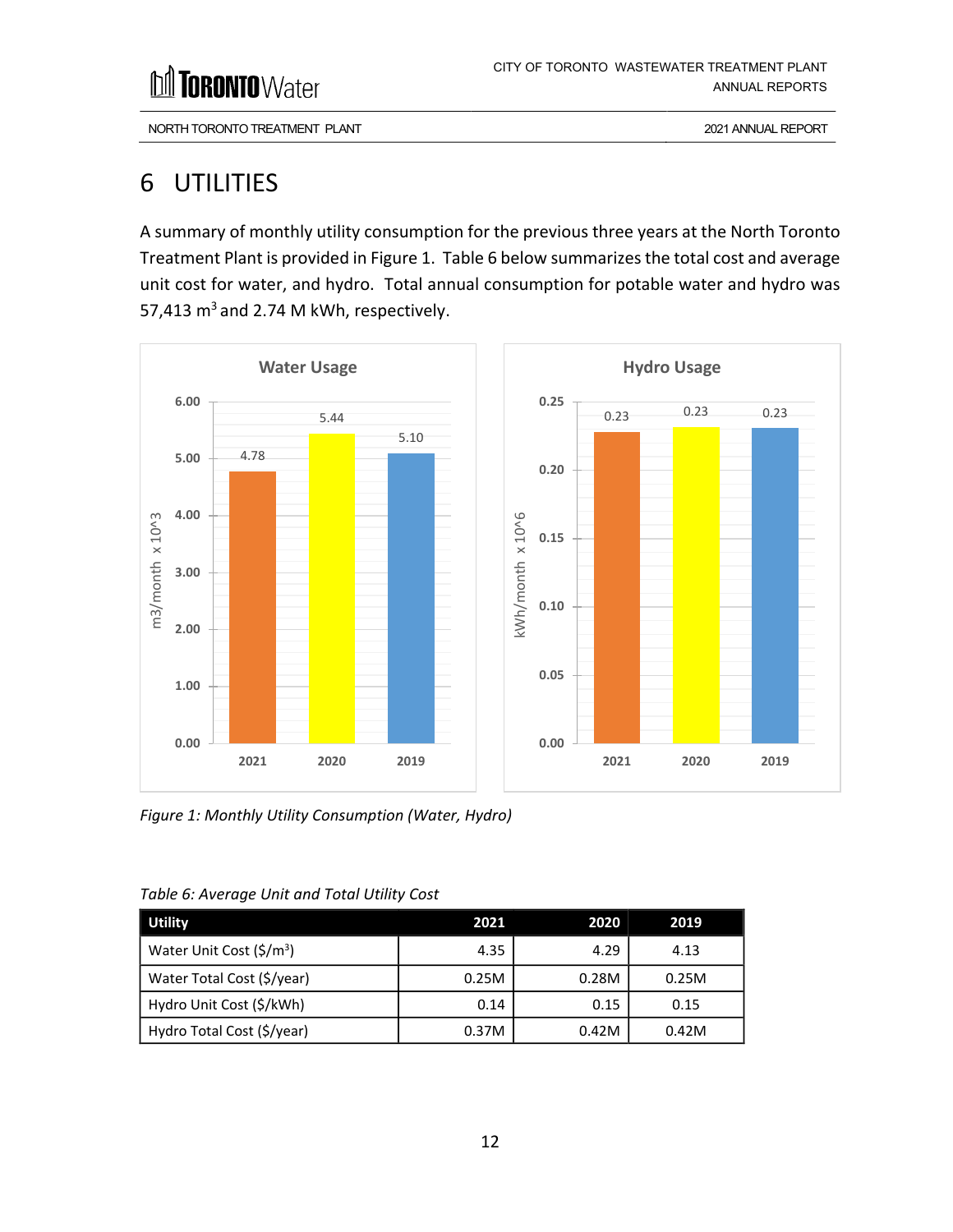# 6 UTILITIES

A summary of monthly utility consumption for the previous three years at the North Toronto Treatment Plant is provided in Figure 1. Table 6 below summarizes the total cost and average unit cost for water, and hydro. Total annual consumption for potable water and hydro was 57,413 $m^3$ and 2.74 M kWh, respectively.

*Figure 1: Monthly Utility Consumption (Water, Hydro)*

*Table 6: Average Unit and Total Utility Cost*

| Utility | 2021 | 2020 | 2019 |
|---|---|---|---|
| Water Unit Cost ($/m$^3$) | 4.35 | 4.29 | 4.13 |
| Water Total Cost ($/year) | 0.25M | 0.28M | 0.25M |
| Hydro Unit Cost ($/kWh) | 0.14 | 0.15 | 0.15 |
| Hydro Total Cost ($/year) | 0.37M | 0.42M | 0.42M |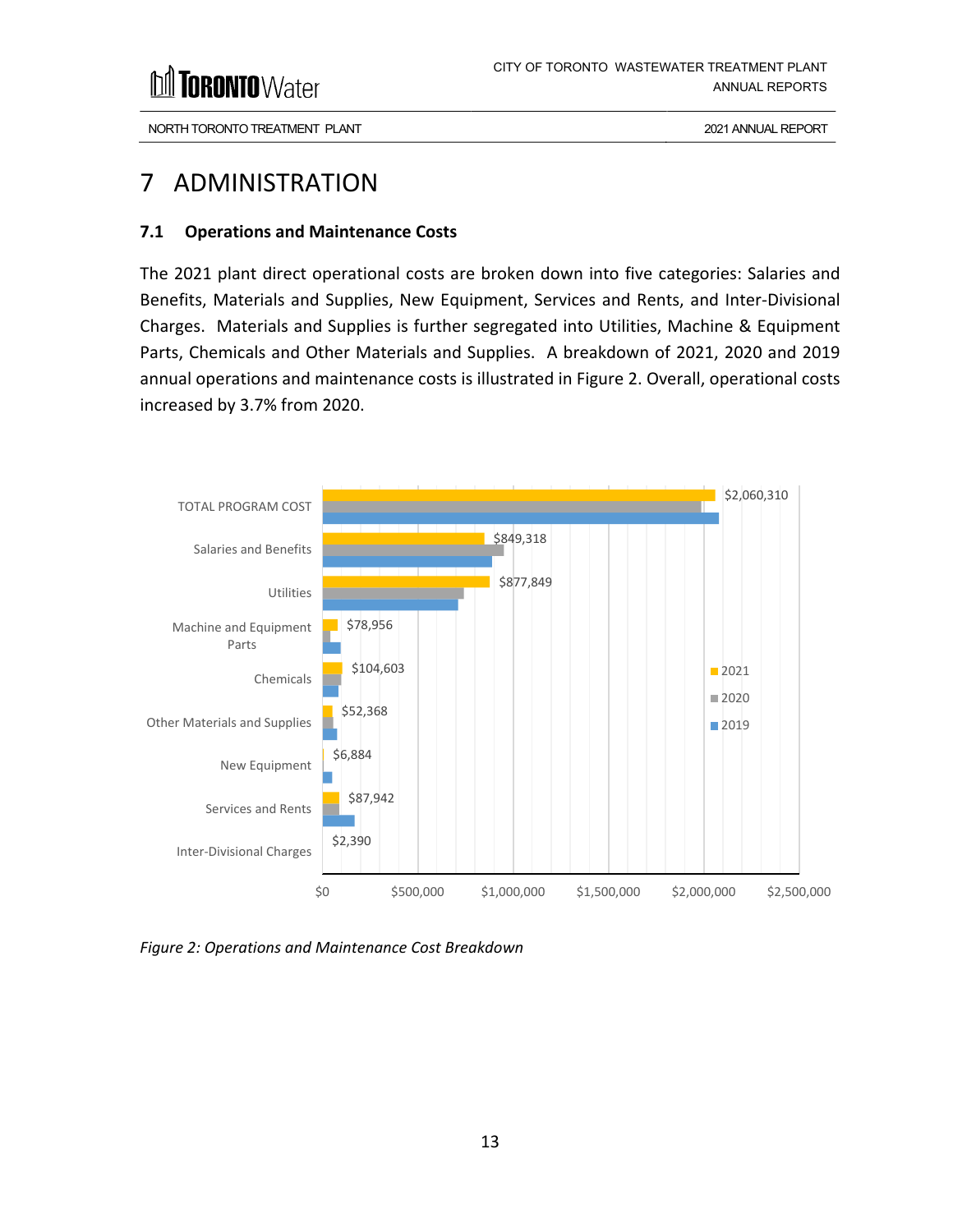# 7 ADMINISTRATION

## 7.1 Operations and Maintenance Costs

The 2021 plant direct operational costs are broken down into five categories: Salaries and Benefits, Materials and Supplies, New Equipment, Services and Rents, and Inter-Divisional Charges. Materials and Supplies is further segregated into Utilities, Machine & Equipment Parts, Chemicals and Other Materials and Supplies. A breakdown of 2021, 2020 and 2019 annual operations and maintenance costs is illustrated in Figure 2. Overall, operational costs increased by 3.7% from 2020.

| Category | 2021 |
|---|---|
| TOTAL PROGRAM COST | $2,060,310 |
| Salaries and Benefits | $849,318 |
| Utilities | $877,849 |
| Machine and Equipment Parts | $78,956 |
| Chemicals | $104,603 |
| Other Materials and Supplies | $52,368 |
| New Equipment | $6,884 |
| Services and Rents | $87,942 |
| Inter-Divisional Charges | $2,390 |

*Figure 2: Operations and Maintenance Cost Breakdown*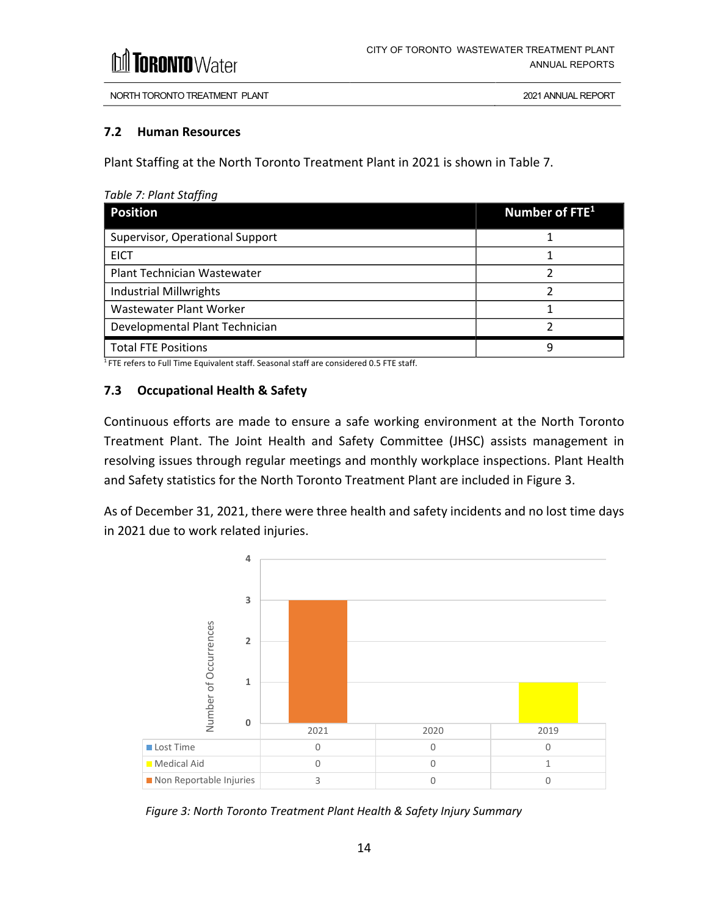### 7.2 Human Resources

Plant Staffing at the North Toronto Treatment Plant in 2021 is shown in Table 7.

*Table 7: Plant Staffing*

| Position | Number of FTE[1] |
|---|---|
| Supervisor, Operational Support | 1 |
| EICT | 1 |
| Plant Technician Wastewater | 2 |
| Industrial Millwrights | 2 |
| Wastewater Plant Worker | 1 |
| Developmental Plant Technician | 2 |
| Total FTE Positions | 9 |

[1] FTE refers to Full Time Equivalent staff. Seasonal staff are considered 0.5 FTE staff.

### 7.3 Occupational Health & Safety

Continuous efforts are made to ensure a safe working environment at the North Toronto Treatment Plant. The Joint Health and Safety Committee (JHSC) assists management in resolving issues through regular meetings and monthly workplace inspections. Plant Health and Safety statistics for the North Toronto Treatment Plant are included in Figure 3.

As of December 31, 2021, there were three health and safety incidents and no lost time days in 2021 due to work related injuries.

| | 2021 | 2020 | 2019 |
|---|---|---|---|
| Lost Time | 0 | 0 | 0 |
| Medical Aid | 0 | 0 | 1 |
| Non Reportable Injuries | 3 | 0 | 0 |

*Figure 3: North Toronto Treatment Plant Health & Safety Injury Summary*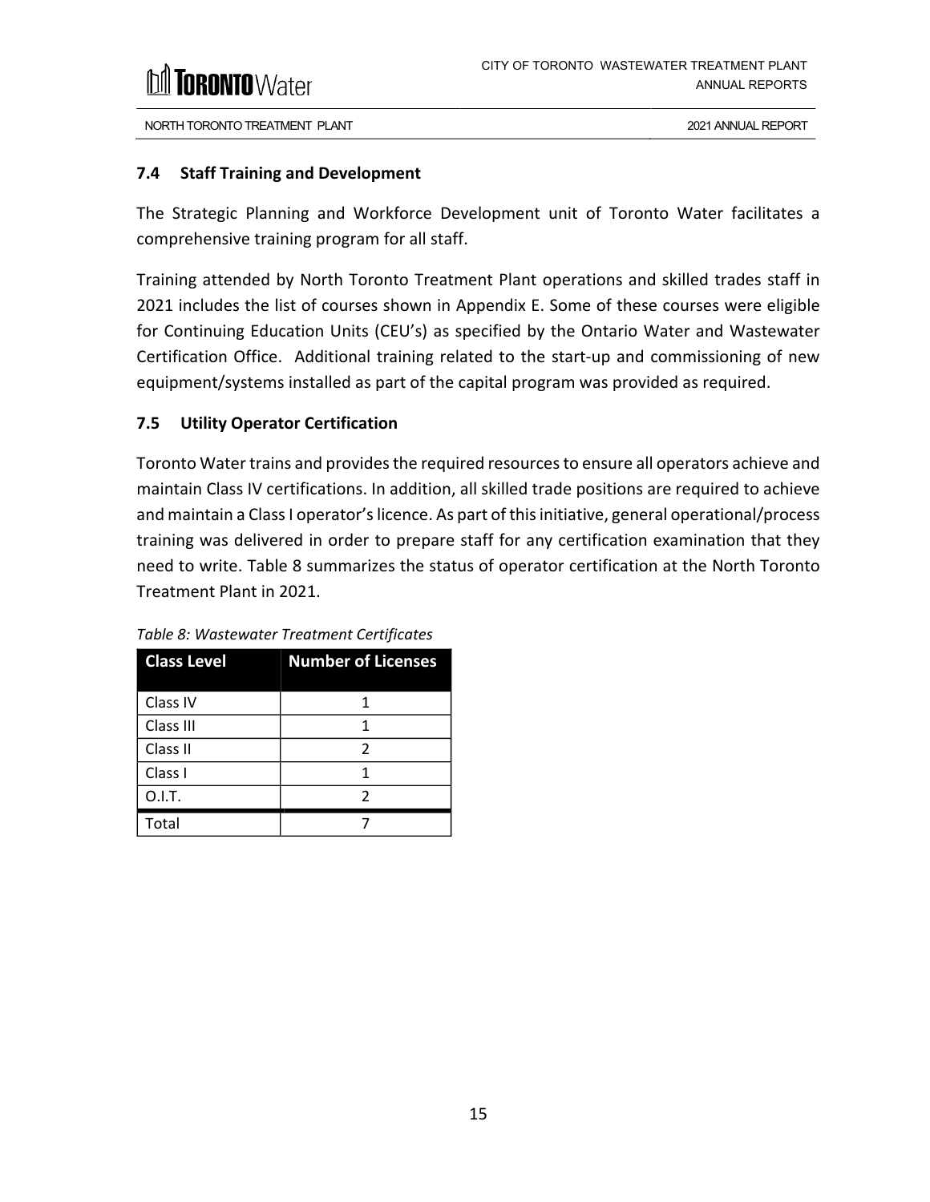### 7.4 Staff Training and Development

The Strategic Planning and Workforce Development unit of Toronto Water facilitates a comprehensive training program for all staff.

Training attended by North Toronto Treatment Plant operations and skilled trades staff in 2021 includes the list of courses shown in Appendix E. Some of these courses were eligible for Continuing Education Units (CEU's) as specified by the Ontario Water and Wastewater Certification Office. Additional training related to the start-up and commissioning of new equipment/systems installed as part of the capital program was provided as required.

### 7.5 Utility Operator Certification

Toronto Water trains and provides the required resources to ensure all operators achieve and maintain Class IV certifications. In addition, all skilled trade positions are required to achieve and maintain a Class I operator's licence. As part of this initiative, general operational/process training was delivered in order to prepare staff for any certification examination that they need to write. Table 8 summarizes the status of operator certification at the North Toronto Treatment Plant in 2021.

*Table 8: Wastewater Treatment Certificates*

| Class Level | Number of Licenses |
|---|---|
| Class IV | 1 |
| Class III | 1 |
| Class II | 2 |
| Class I | 1 |
| O.I.T. | 2 |
| Total | 7 |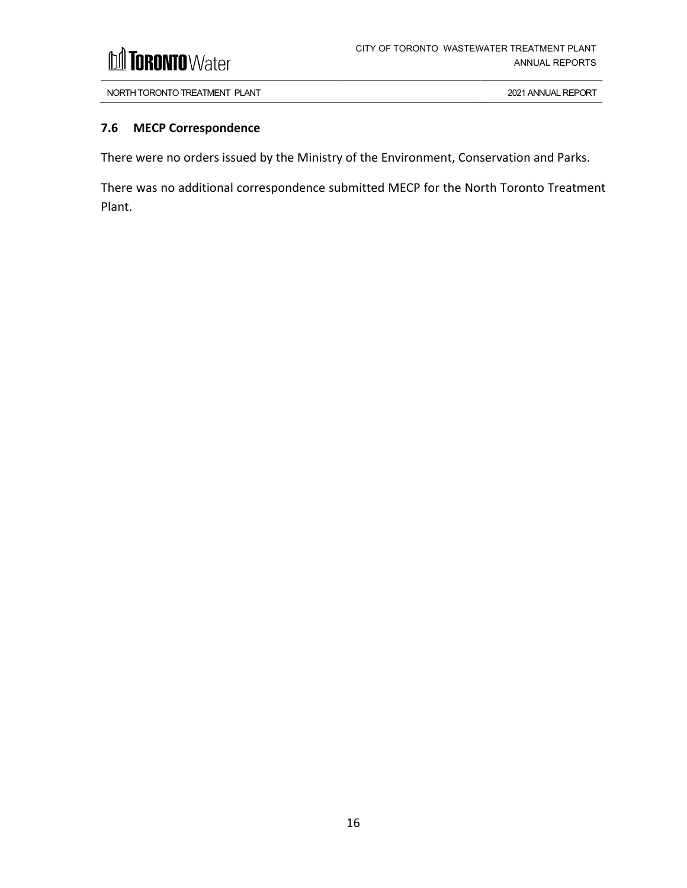### 7.6 MECP Correspondence

There were no orders issued by the Ministry of the Environment, Conservation and Parks.

There was no additional correspondence submitted MECP for the North Toronto Treatment Plant.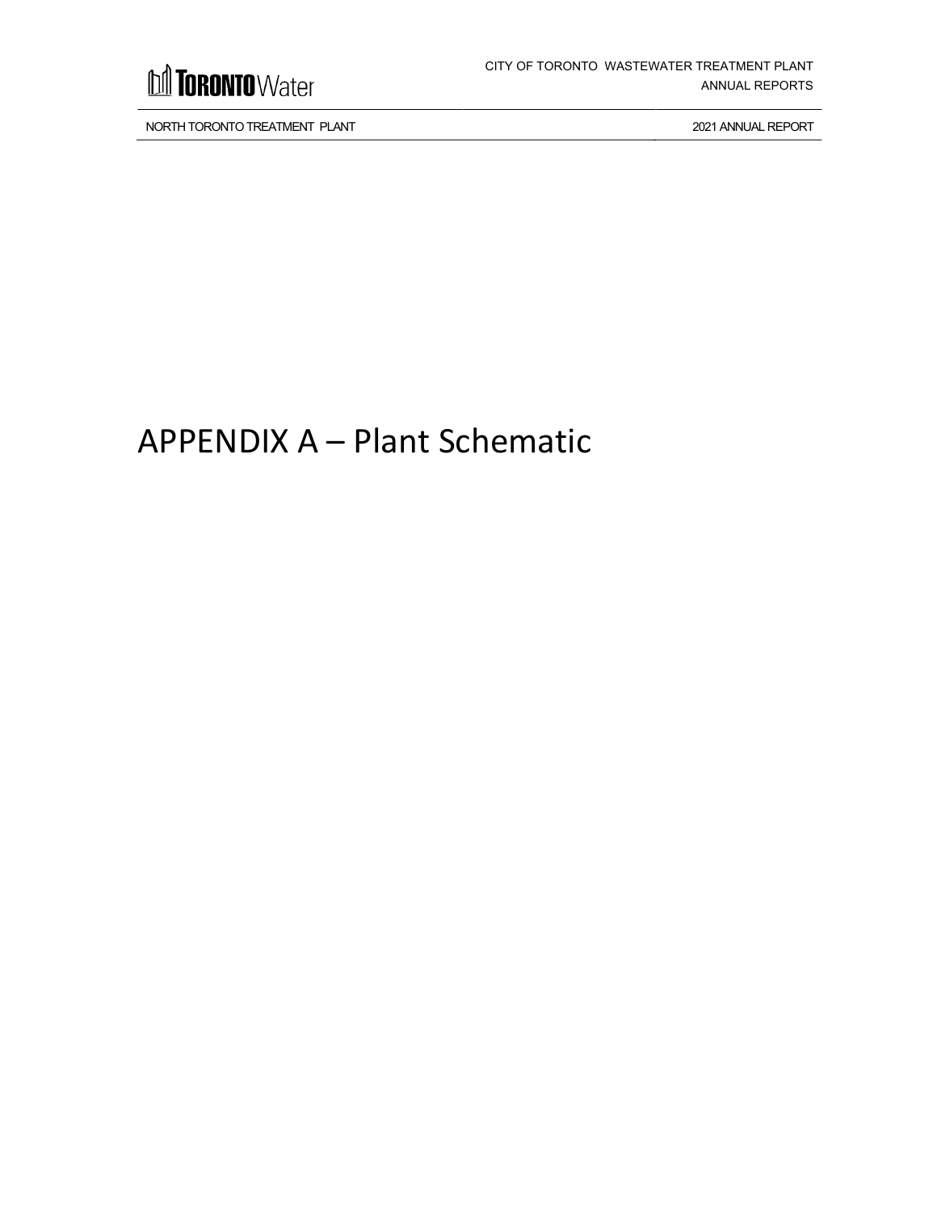# APPENDIX A – Plant Schematic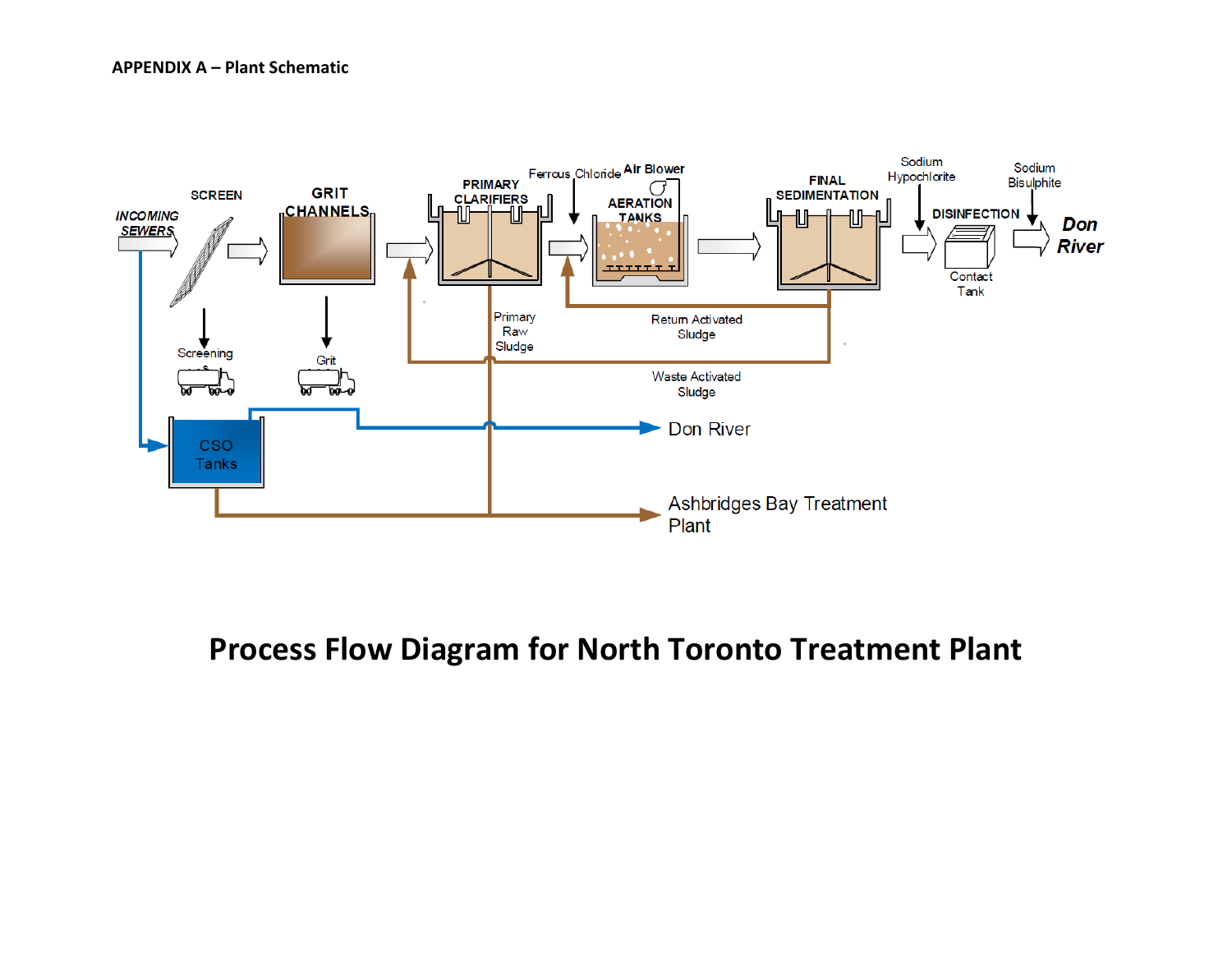**APPENDIX A – Plant Schematic**

INCOMING SEWERS

SCREEN

GRIT CHANNELS

PRIMARY CLARIFIERS

Ferrous Chloride

Air Blower

AERATION TANKS

FINAL SEDIMENTATION

Sodium Hypochlorite

DISINFECTION

Sodium Bisulphite

Contact Tank

Don River

Screening

Grit

Primary Raw Sludge

Return Activated Sludge

Waste Activated Sludge

CSO Tanks

Don River

Ashbridges Bay Treatment Plant

# Process Flow Diagram for North Toronto Treatment Plant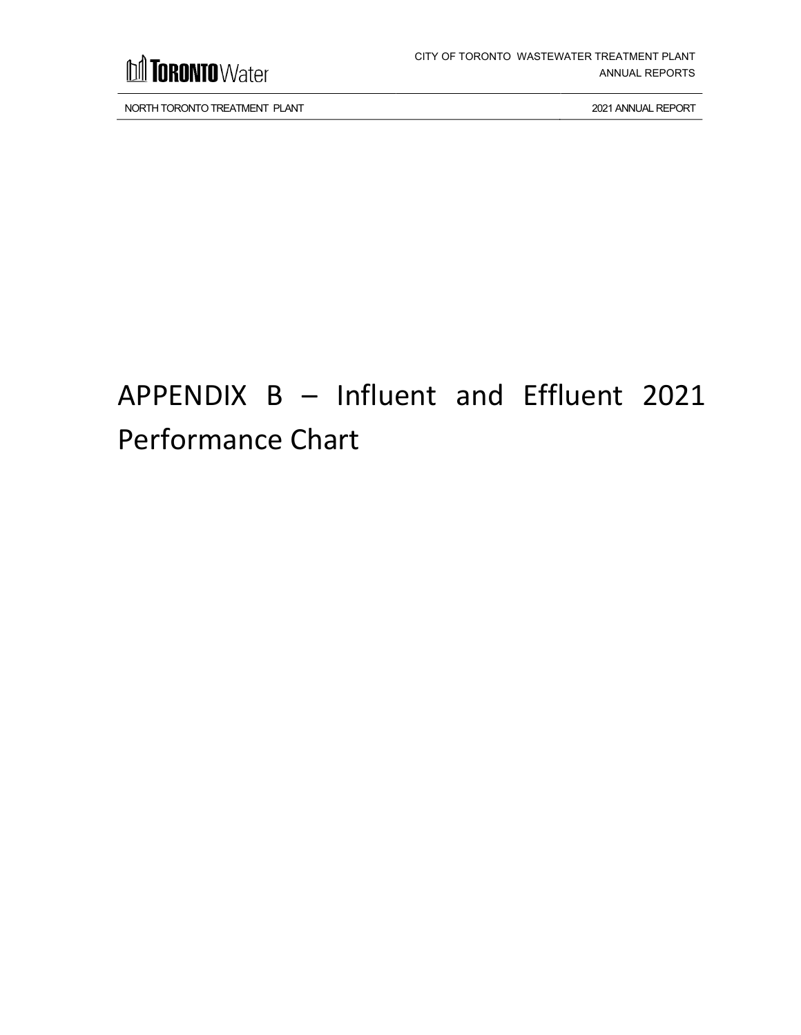# APPENDIX B – Influent and Effluent 2021 Performance Chart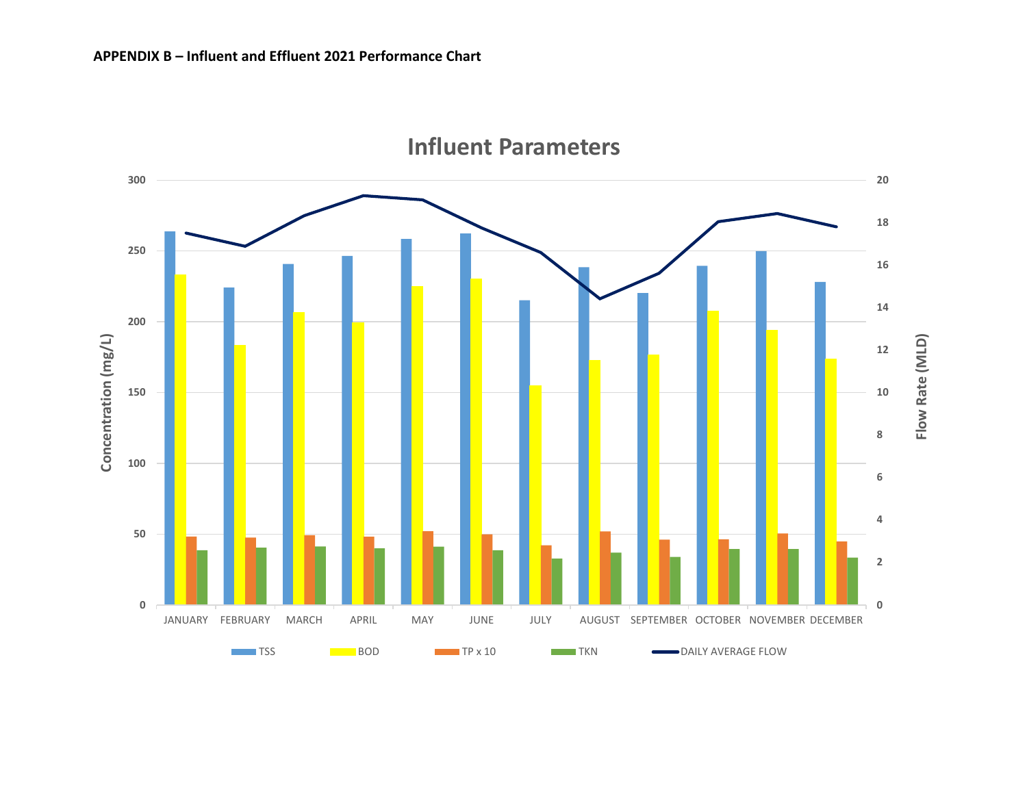**APPENDIX B – Influent and Effluent 2021 Performance Chart**

Influent Parameters

Concentration (mg/L): 0, 50, 100, 150, 200, 250, 300

Flow Rate (MLD): 0, 2, 4, 6, 8, 10, 12, 14, 16, 18, 20

JANUARY FEBRUARY MARCH APRIL MAY JUNE JULY AUGUST SEPTEMBER OCTOBER NOVEMBER DECEMBER

TSS BOD TP x 10 TKN DAILY AVERAGE FLOW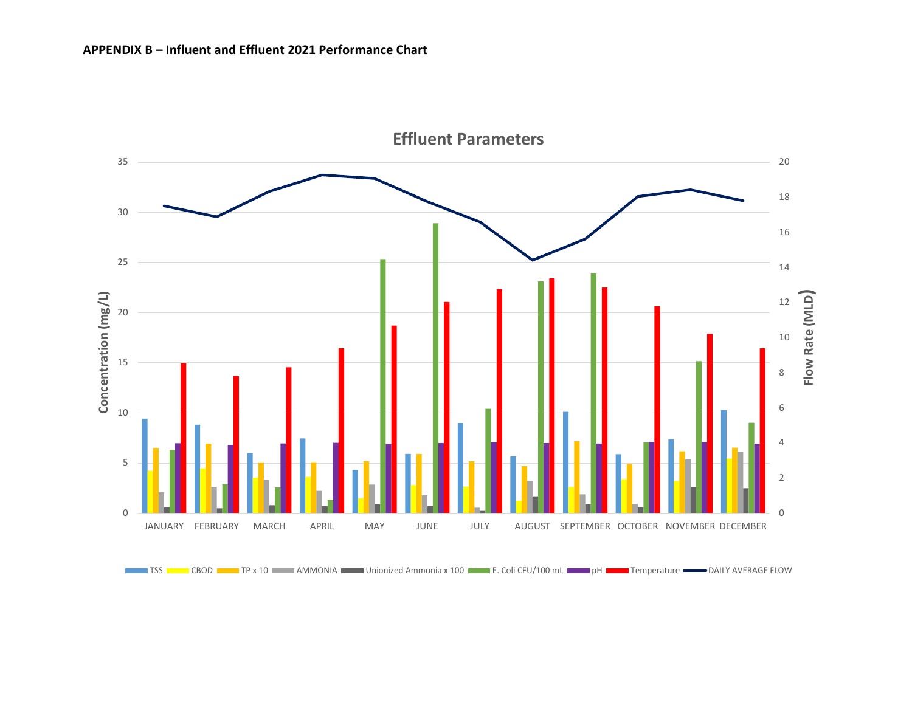**APPENDIX B – Influent and Effluent 2021 Performance Chart**

Effluent Parameters

Concentration (mg/L)

Flow Rate (MLD)

JANUARY FEBRUARY MARCH APRIL MAY JUNE JULY AUGUST SEPTEMBER OCTOBER NOVEMBER DECEMBER

TSS CBOD TP x 10 AMMONIA Unionized Ammonia x 100 E. Coli CFU/100 mL pH Temperature DAILY AVERAGE FLOW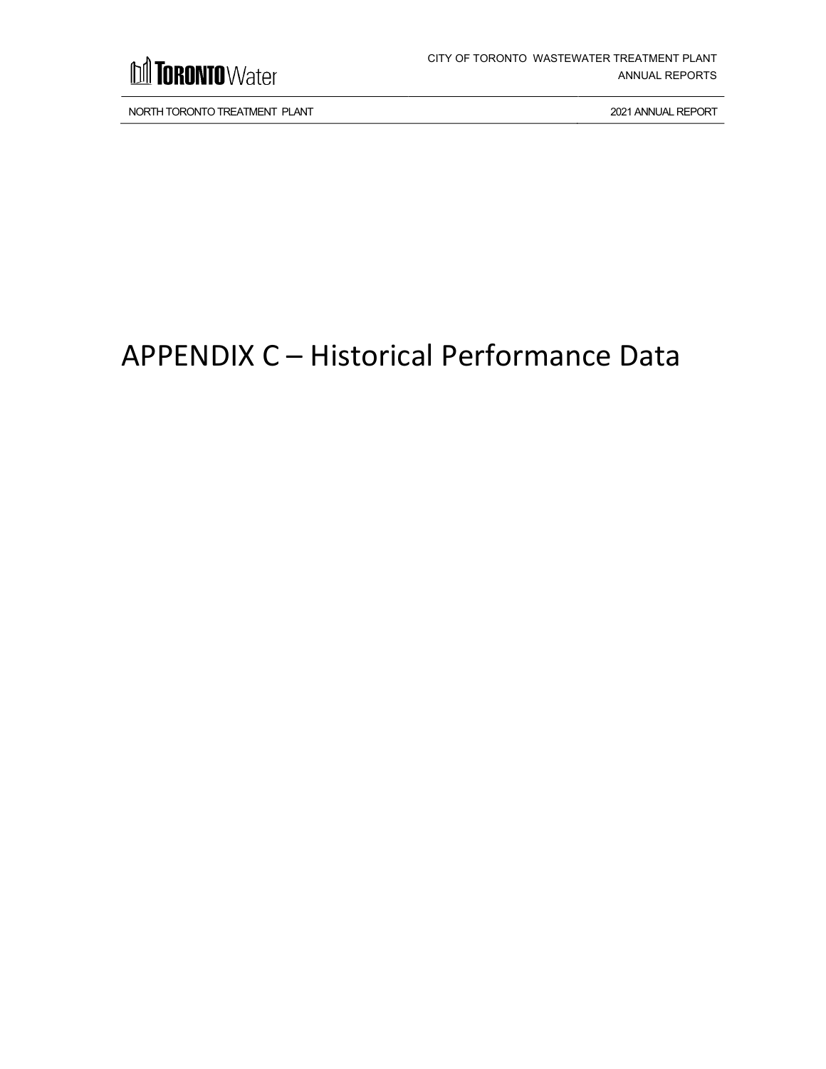# APPENDIX C – Historical Performance Data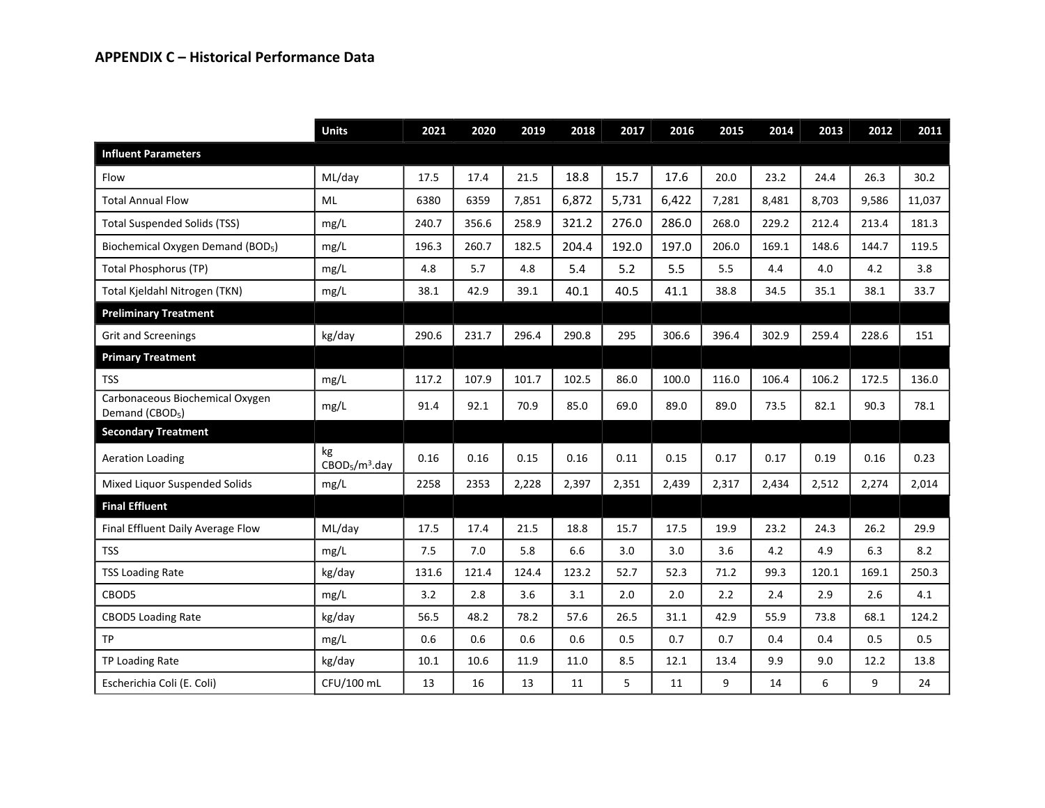## APPENDIX C – Historical Performance Data

| | Units | 2021 | 2020 | 2019 | 2018 | 2017 | 2016 | 2015 | 2014 | 2013 | 2012 | 2011 |
|---|---|---|---|---|---|---|---|---|---|---|---|---|
| **Influent Parameters** | | | | | | | | | | | | |
| Flow | ML/day | 17.5 | 17.4 | 21.5 | 18.8 | 15.7 | 17.6 | 20.0 | 23.2 | 24.4 | 26.3 | 30.2 |
| Total Annual Flow | ML | 6380 | 6359 | 7,851 | 6,872 | 5,731 | 6,422 | 7,281 | 8,481 | 8,703 | 9,586 | 11,037 |
| Total Suspended Solids (TSS) | mg/L | 240.7 | 356.6 | 258.9 | 321.2 | 276.0 | 286.0 | 268.0 | 229.2 | 212.4 | 213.4 | 181.3 |
| Biochemical Oxygen Demand ($BOD_5$) | mg/L | 196.3 | 260.7 | 182.5 | 204.4 | 192.0 | 197.0 | 206.0 | 169.1 | 148.6 | 144.7 | 119.5 |
| Total Phosphorus (TP) | mg/L | 4.8 | 5.7 | 4.8 | 5.4 | 5.2 | 5.5 | 5.5 | 4.4 | 4.0 | 4.2 | 3.8 |
| Total Kjeldahl Nitrogen (TKN) | mg/L | 38.1 | 42.9 | 39.1 | 40.1 | 40.5 | 41.1 | 38.8 | 34.5 | 35.1 | 38.1 | 33.7 |
| **Preliminary Treatment** | | | | | | | | | | | | |
| Grit and Screenings | kg/day | 290.6 | 231.7 | 296.4 | 290.8 | 295 | 306.6 | 396.4 | 302.9 | 259.4 | 228.6 | 151 |
| **Primary Treatment** | | | | | | | | | | | | |
| TSS | mg/L | 117.2 | 107.9 | 101.7 | 102.5 | 86.0 | 100.0 | 116.0 | 106.4 | 106.2 | 172.5 | 136.0 |
| Carbonaceous Biochemical Oxygen Demand ($CBOD_5$) | mg/L | 91.4 | 92.1 | 70.9 | 85.0 | 69.0 | 89.0 | 89.0 | 73.5 | 82.1 | 90.3 | 78.1 |
| **Secondary Treatment** | | | | | | | | | | | | |
| Aeration Loading | kg $CBOD_5/m^3$.day | 0.16 | 0.16 | 0.15 | 0.16 | 0.11 | 0.15 | 0.17 | 0.17 | 0.19 | 0.16 | 0.23 |
| Mixed Liquor Suspended Solids | mg/L | 2258 | 2353 | 2,228 | 2,397 | 2,351 | 2,439 | 2,317 | 2,434 | 2,512 | 2,274 | 2,014 |
| **Final Effluent** | | | | | | | | | | | | |
| Final Effluent Daily Average Flow | ML/day | 17.5 | 17.4 | 21.5 | 18.8 | 15.7 | 17.5 | 19.9 | 23.2 | 24.3 | 26.2 | 29.9 |
| TSS | mg/L | 7.5 | 7.0 | 5.8 | 6.6 | 3.0 | 3.0 | 3.6 | 4.2 | 4.9 | 6.3 | 8.2 |
| TSS Loading Rate | kg/day | 131.6 | 121.4 | 124.4 | 123.2 | 52.7 | 52.3 | 71.2 | 99.3 | 120.1 | 169.1 | 250.3 |
| CBOD5 | mg/L | 3.2 | 2.8 | 3.6 | 3.1 | 2.0 | 2.0 | 2.2 | 2.4 | 2.9 | 2.6 | 4.1 |
| CBOD5 Loading Rate | kg/day | 56.5 | 48.2 | 78.2 | 57.6 | 26.5 | 31.1 | 42.9 | 55.9 | 73.8 | 68.1 | 124.2 |
| TP | mg/L | 0.6 | 0.6 | 0.6 | 0.6 | 0.5 | 0.7 | 0.7 | 0.4 | 0.4 | 0.5 | 0.5 |
| TP Loading Rate | kg/day | 10.1 | 10.6 | 11.9 | 11.0 | 8.5 | 12.1 | 13.4 | 9.9 | 9.0 | 12.2 | 13.8 |
| Escherichia Coli (E. Coli) | CFU/100 mL | 13 | 16 | 13 | 11 | 5 | 11 | 9 | 14 | 6 | 9 | 24 |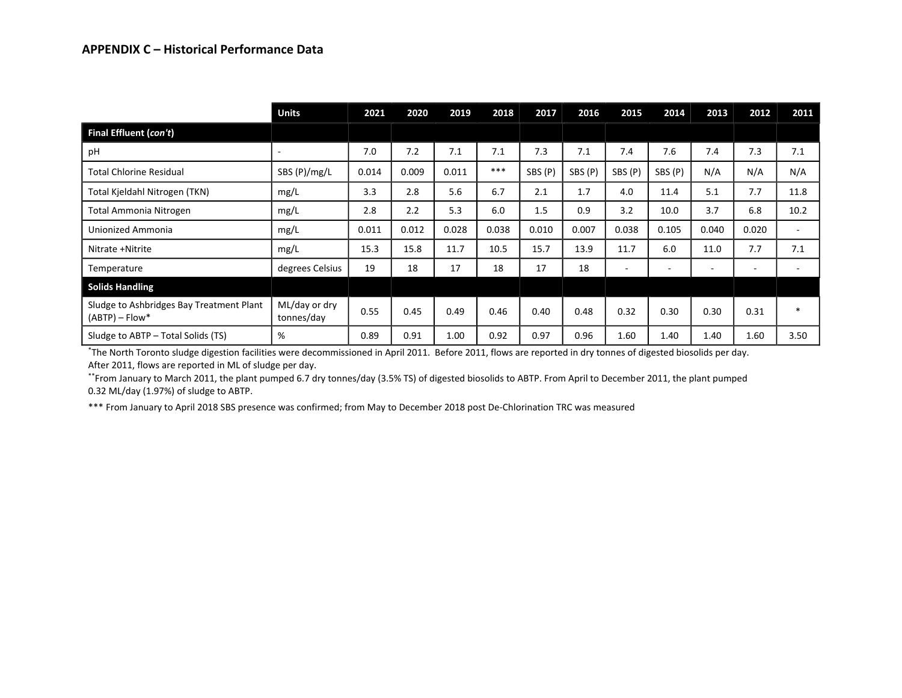## APPENDIX C – Historical Performance Data

| | Units | 2021 | 2020 | 2019 | 2018 | 2017 | 2016 | 2015 | 2014 | 2013 | 2012 | 2011 |
|---|---|---|---|---|---|---|---|---|---|---|---|---|
| **Final Effluent (*con't*)** | | | | | | | | | | | | |
| pH | - | 7.0 | 7.2 | 7.1 | 7.1 | 7.3 | 7.1 | 7.4 | 7.6 | 7.4 | 7.3 | 7.1 |
| Total Chlorine Residual | SBS (P)/mg/L | 0.014 | 0.009 | 0.011 | *** | SBS (P) | SBS (P) | SBS (P) | SBS (P) | N/A | N/A | N/A |
| Total Kjeldahl Nitrogen (TKN) | mg/L | 3.3 | 2.8 | 5.6 | 6.7 | 2.1 | 1.7 | 4.0 | 11.4 | 5.1 | 7.7 | 11.8 |
| Total Ammonia Nitrogen | mg/L | 2.8 | 2.2 | 5.3 | 6.0 | 1.5 | 0.9 | 3.2 | 10.0 | 3.7 | 6.8 | 10.2 |
| Unionized Ammonia | mg/L | 0.011 | 0.012 | 0.028 | 0.038 | 0.010 | 0.007 | 0.038 | 0.105 | 0.040 | 0.020 | - |
| Nitrate +Nitrite | mg/L | 15.3 | 15.8 | 11.7 | 10.5 | 15.7 | 13.9 | 11.7 | 6.0 | 11.0 | 7.7 | 7.1 |
| Temperature | degrees Celsius | 19 | 18 | 17 | 18 | 17 | 18 | - | - | - | - | - |
| **Solids Handling** | | | | | | | | | | | | |
| Sludge to Ashbridges Bay Treatment Plant (ABTP) – Flow* | ML/day or dry tonnes/day | 0.55 | 0.45 | 0.49 | 0.46 | 0.40 | 0.48 | 0.32 | 0.30 | 0.30 | 0.31 | * |
| Sludge to ABTP – Total Solids (TS) | % | 0.89 | 0.91 | 1.00 | 0.92 | 0.97 | 0.96 | 1.60 | 1.40 | 1.40 | 1.60 | 3.50 |

*The North Toronto sludge digestion facilities were decommissioned in April 2011. Before 2011, flows are reported in dry tonnes of digested biosolids per day. After 2011, flows are reported in ML of sludge per day.

**From January to March 2011, the plant pumped 6.7 dry tonnes/day (3.5% TS) of digested biosolids to ABTP. From April to December 2011, the plant pumped 0.32 ML/day (1.97%) of sludge to ABTP.

*** From January to April 2018 SBS presence was confirmed; from May to December 2018 post De-Chlorination TRC was measured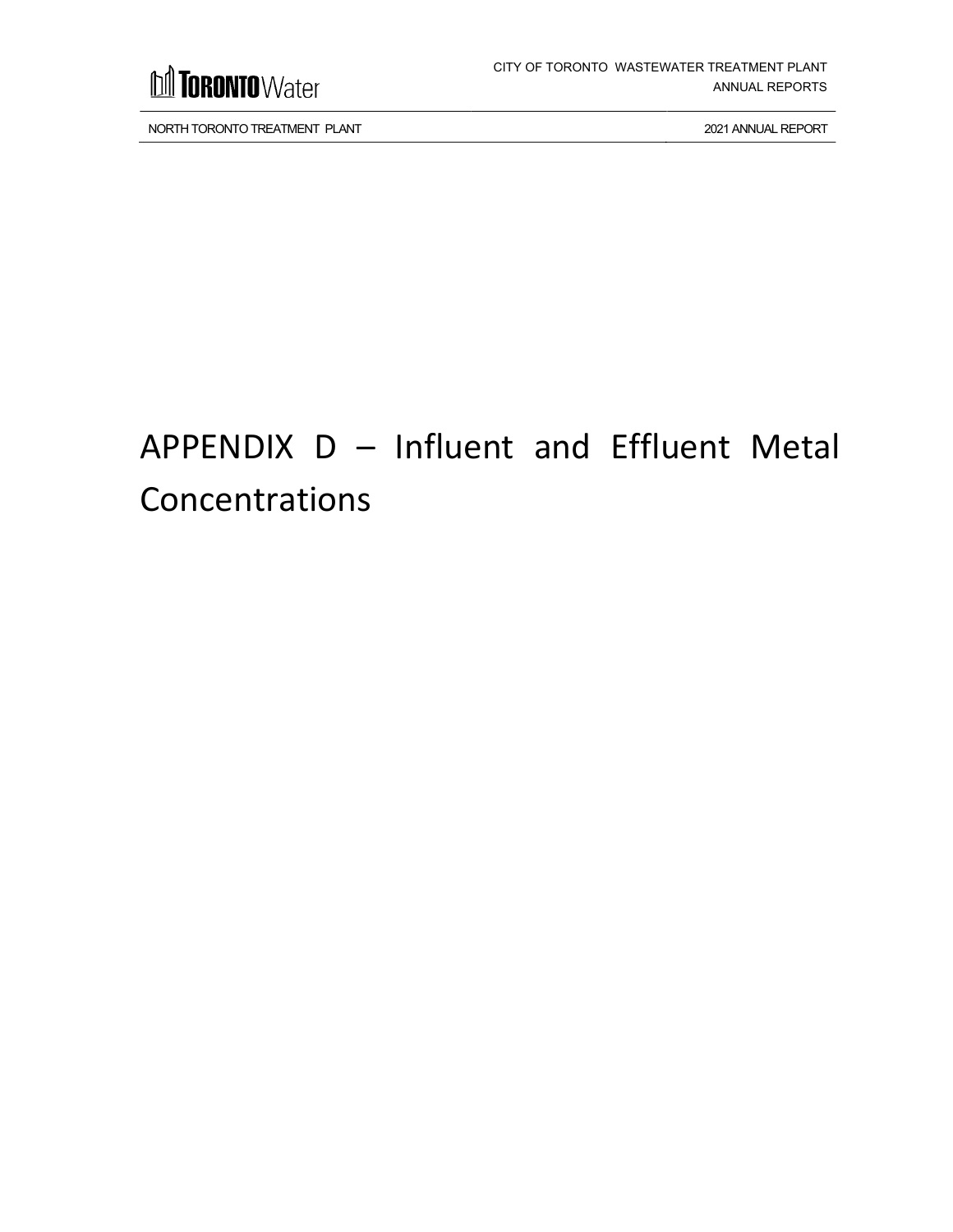# APPENDIX D – Influent and Effluent Metal Concentrations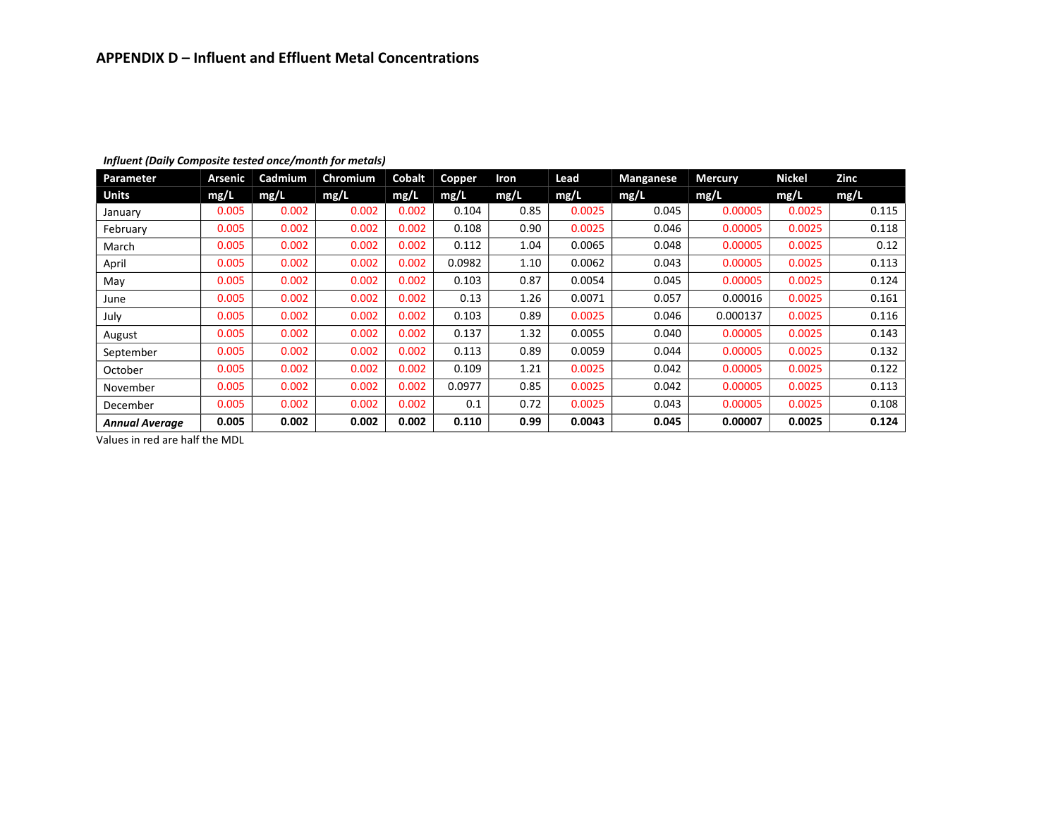## APPENDIX D – Influent and Effluent Metal Concentrations

***Influent (Daily Composite tested once/month for metals)***

| Parameter | Arsenic | Cadmium | Chromium | Cobalt | Copper | Iron | Lead | Manganese | Mercury | Nickel | Zinc |
|---|---|---|---|---|---|---|---|---|---|---|---|
| Units | mg/L | mg/L | mg/L | mg/L | mg/L | mg/L | mg/L | mg/L | mg/L | mg/L | mg/L |
| January | 0.005 | 0.002 | 0.002 | 0.002 | 0.104 | 0.85 | 0.0025 | 0.045 | 0.00005 | 0.0025 | 0.115 |
| February | 0.005 | 0.002 | 0.002 | 0.002 | 0.108 | 0.90 | 0.0025 | 0.046 | 0.00005 | 0.0025 | 0.118 |
| March | 0.005 | 0.002 | 0.002 | 0.002 | 0.112 | 1.04 | 0.0065 | 0.048 | 0.00005 | 0.0025 | 0.12 |
| April | 0.005 | 0.002 | 0.002 | 0.002 | 0.0982 | 1.10 | 0.0062 | 0.043 | 0.00005 | 0.0025 | 0.113 |
| May | 0.005 | 0.002 | 0.002 | 0.002 | 0.103 | 0.87 | 0.0054 | 0.045 | 0.00005 | 0.0025 | 0.124 |
| June | 0.005 | 0.002 | 0.002 | 0.002 | 0.13 | 1.26 | 0.0071 | 0.057 | 0.00016 | 0.0025 | 0.161 |
| July | 0.005 | 0.002 | 0.002 | 0.002 | 0.103 | 0.89 | 0.0025 | 0.046 | 0.000137 | 0.0025 | 0.116 |
| August | 0.005 | 0.002 | 0.002 | 0.002 | 0.137 | 1.32 | 0.0055 | 0.040 | 0.00005 | 0.0025 | 0.143 |
| September | 0.005 | 0.002 | 0.002 | 0.002 | 0.113 | 0.89 | 0.0059 | 0.044 | 0.00005 | 0.0025 | 0.132 |
| October | 0.005 | 0.002 | 0.002 | 0.002 | 0.109 | 1.21 | 0.0025 | 0.042 | 0.00005 | 0.0025 | 0.122 |
| November | 0.005 | 0.002 | 0.002 | 0.002 | 0.0977 | 0.85 | 0.0025 | 0.042 | 0.00005 | 0.0025 | 0.113 |
| December | 0.005 | 0.002 | 0.002 | 0.002 | 0.1 | 0.72 | 0.0025 | 0.043 | 0.00005 | 0.0025 | 0.108 |
| ***Annual Average*** | **0.005** | **0.002** | **0.002** | **0.002** | **0.110** | **0.99** | **0.0043** | **0.045** | **0.00007** | **0.0025** | **0.124** |

Values in red are half the MDL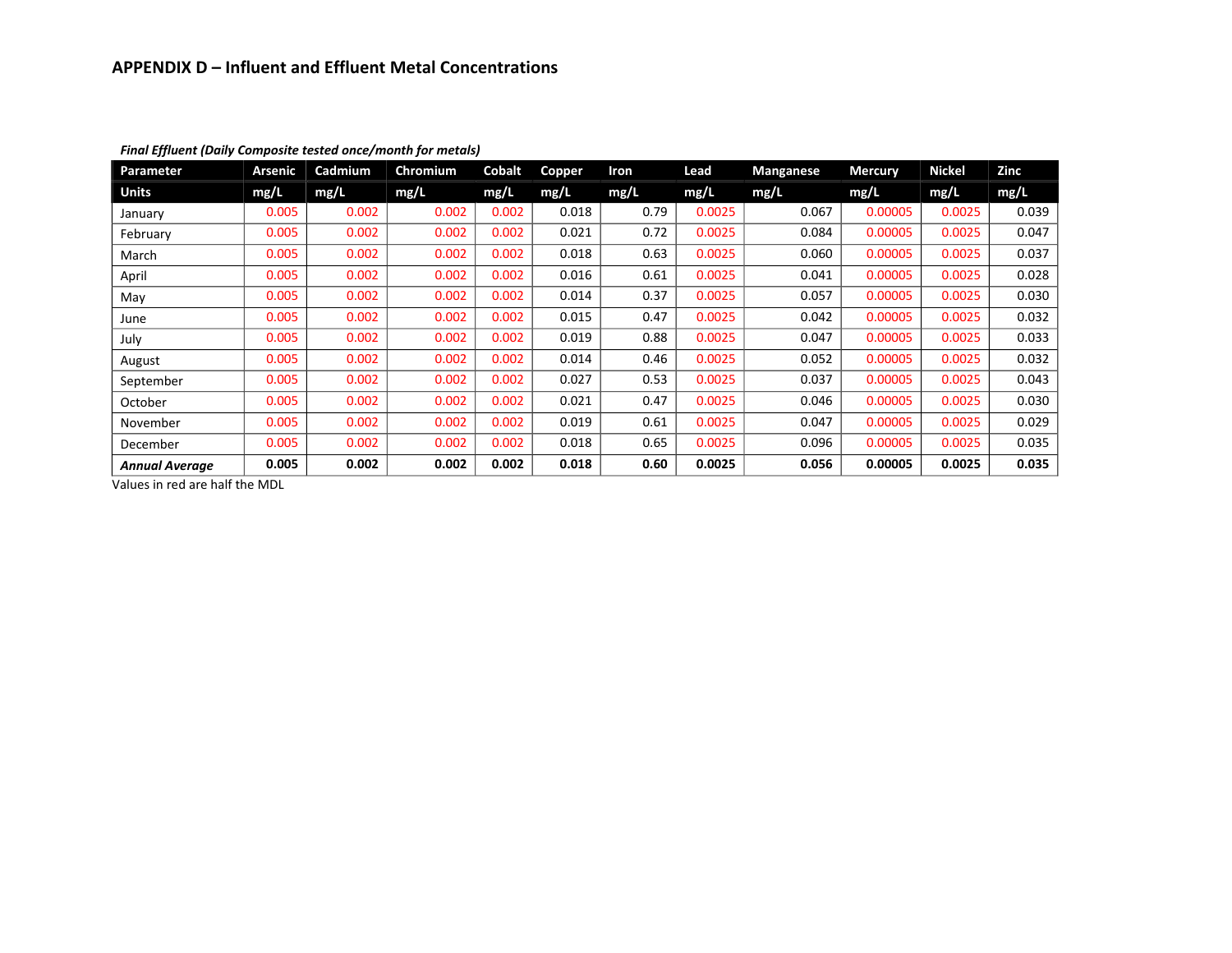## APPENDIX D – Influent and Effluent Metal Concentrations

***Final Effluent (Daily Composite tested once/month for metals)***

| Parameter | Arsenic | Cadmium | Chromium | Cobalt | Copper | Iron | Lead | Manganese | Mercury | Nickel | Zinc |
|---|---|---|---|---|---|---|---|---|---|---|---|
| Units | mg/L | mg/L | mg/L | mg/L | mg/L | mg/L | mg/L | mg/L | mg/L | mg/L | mg/L |
| January | 0.005 | 0.002 | 0.002 | 0.002 | 0.018 | 0.79 | 0.0025 | 0.067 | 0.00005 | 0.0025 | 0.039 |
| February | 0.005 | 0.002 | 0.002 | 0.002 | 0.021 | 0.72 | 0.0025 | 0.084 | 0.00005 | 0.0025 | 0.047 |
| March | 0.005 | 0.002 | 0.002 | 0.002 | 0.018 | 0.63 | 0.0025 | 0.060 | 0.00005 | 0.0025 | 0.037 |
| April | 0.005 | 0.002 | 0.002 | 0.002 | 0.016 | 0.61 | 0.0025 | 0.041 | 0.00005 | 0.0025 | 0.028 |
| May | 0.005 | 0.002 | 0.002 | 0.002 | 0.014 | 0.37 | 0.0025 | 0.057 | 0.00005 | 0.0025 | 0.030 |
| June | 0.005 | 0.002 | 0.002 | 0.002 | 0.015 | 0.47 | 0.0025 | 0.042 | 0.00005 | 0.0025 | 0.032 |
| July | 0.005 | 0.002 | 0.002 | 0.002 | 0.019 | 0.88 | 0.0025 | 0.047 | 0.00005 | 0.0025 | 0.033 |
| August | 0.005 | 0.002 | 0.002 | 0.002 | 0.014 | 0.46 | 0.0025 | 0.052 | 0.00005 | 0.0025 | 0.032 |
| September | 0.005 | 0.002 | 0.002 | 0.002 | 0.027 | 0.53 | 0.0025 | 0.037 | 0.00005 | 0.0025 | 0.043 |
| October | 0.005 | 0.002 | 0.002 | 0.002 | 0.021 | 0.47 | 0.0025 | 0.046 | 0.00005 | 0.0025 | 0.030 |
| November | 0.005 | 0.002 | 0.002 | 0.002 | 0.019 | 0.61 | 0.0025 | 0.047 | 0.00005 | 0.0025 | 0.029 |
| December | 0.005 | 0.002 | 0.002 | 0.002 | 0.018 | 0.65 | 0.0025 | 0.096 | 0.00005 | 0.0025 | 0.035 |
| ***Annual Average*** | **0.005** | **0.002** | **0.002** | **0.002** | **0.018** | **0.60** | **0.0025** | **0.056** | **0.00005** | **0.0025** | **0.035** |

Values in red are half the MDL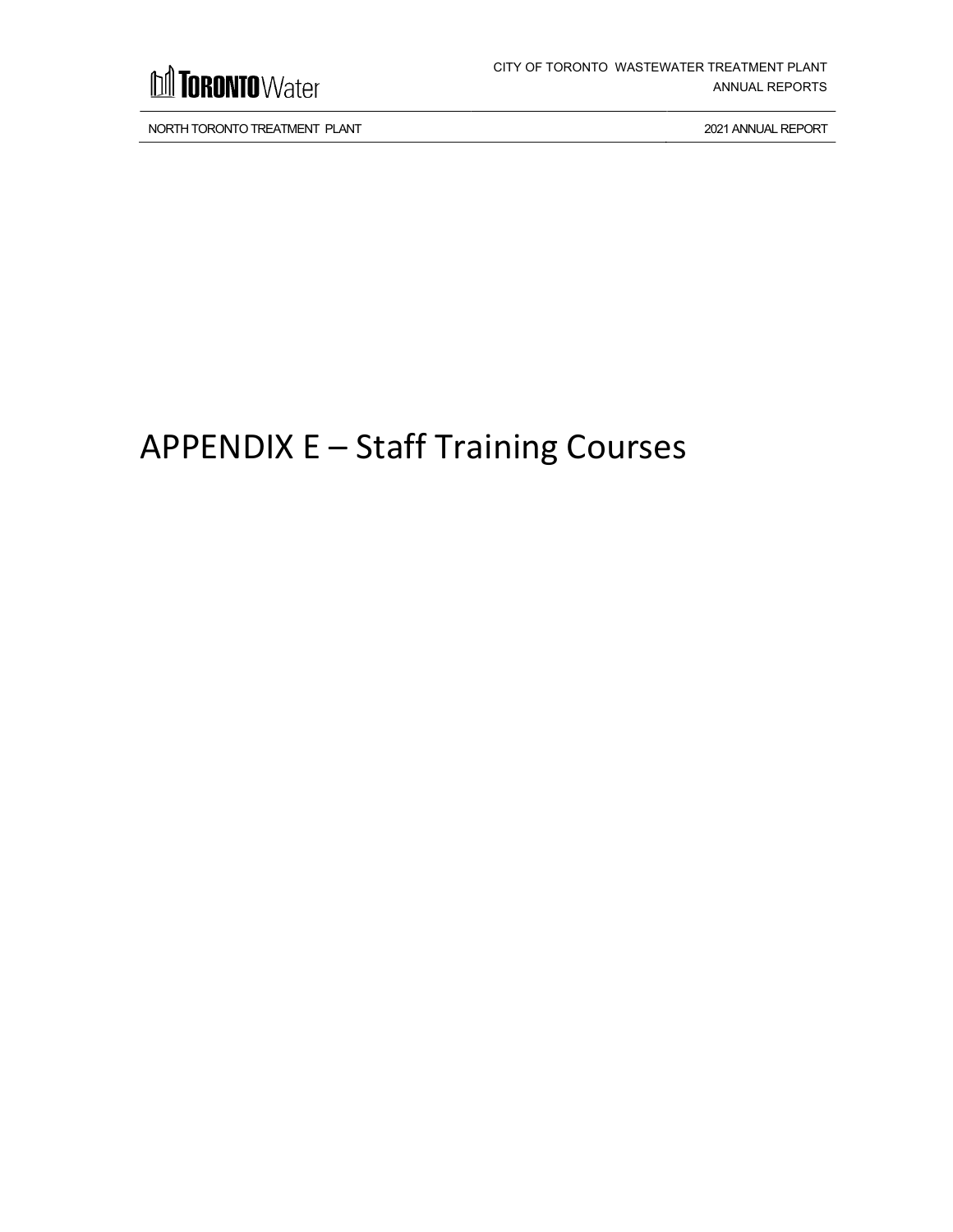# APPENDIX E – Staff Training Courses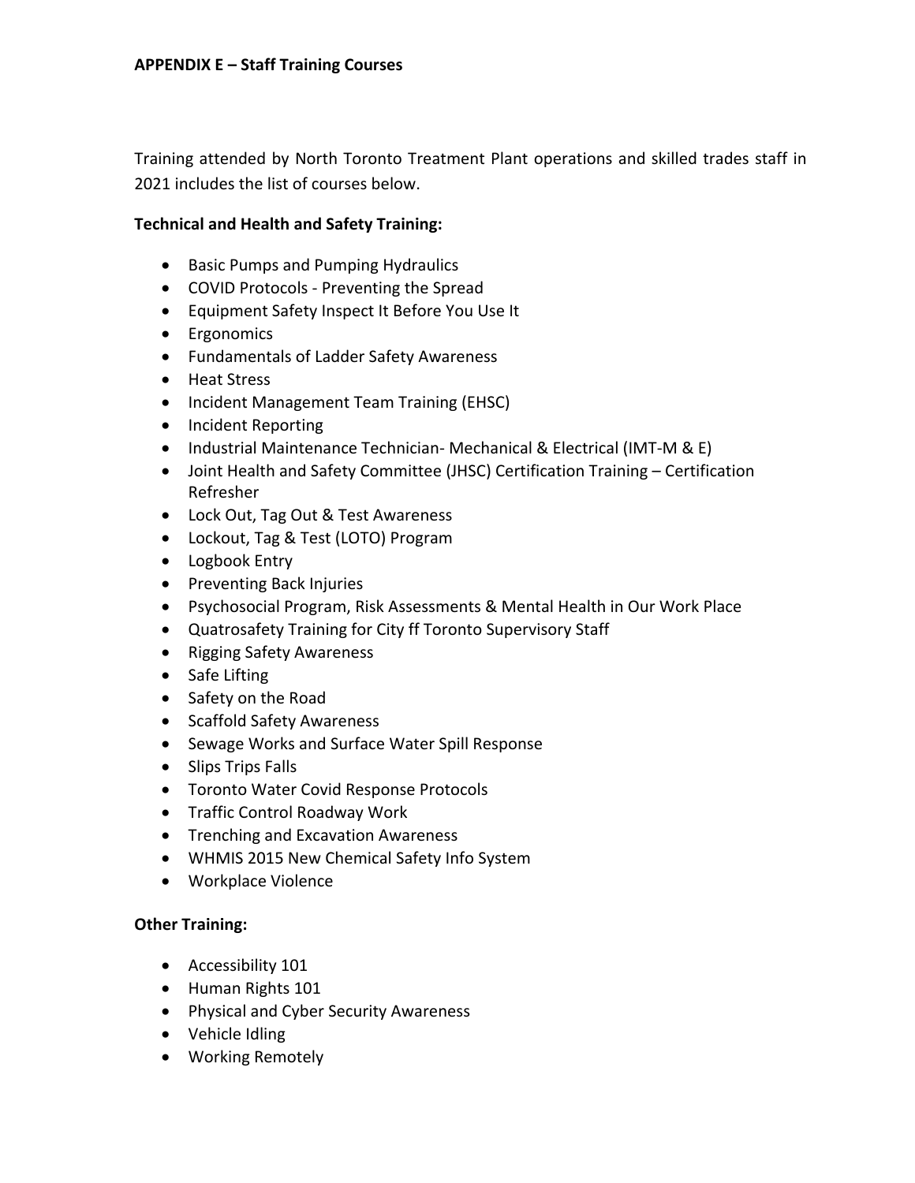## APPENDIX E – Staff Training Courses

Training attended by North Toronto Treatment Plant operations and skilled trades staff in 2021 includes the list of courses below.

### Technical and Health and Safety Training:

- Basic Pumps and Pumping Hydraulics
- COVID Protocols - Preventing the Spread
- Equipment Safety Inspect It Before You Use It
- Ergonomics
- Fundamentals of Ladder Safety Awareness
- Heat Stress
- Incident Management Team Training (EHSC)
- Incident Reporting
- Industrial Maintenance Technician- Mechanical & Electrical (IMT-M & E)
- Joint Health and Safety Committee (JHSC) Certification Training – Certification Refresher
- Lock Out, Tag Out & Test Awareness
- Lockout, Tag & Test (LOTO) Program
- Logbook Entry
- Preventing Back Injuries
- Psychosocial Program, Risk Assessments & Mental Health in Our Work Place
- Quatrosafety Training for City ff Toronto Supervisory Staff
- Rigging Safety Awareness
- Safe Lifting
- Safety on the Road
- Scaffold Safety Awareness
- Sewage Works and Surface Water Spill Response
- Slips Trips Falls
- Toronto Water Covid Response Protocols
- Traffic Control Roadway Work
- Trenching and Excavation Awareness
- WHMIS 2015 New Chemical Safety Info System
- Workplace Violence

### Other Training:

- Accessibility 101
- Human Rights 101
- Physical and Cyber Security Awareness
- Vehicle Idling
- Working Remotely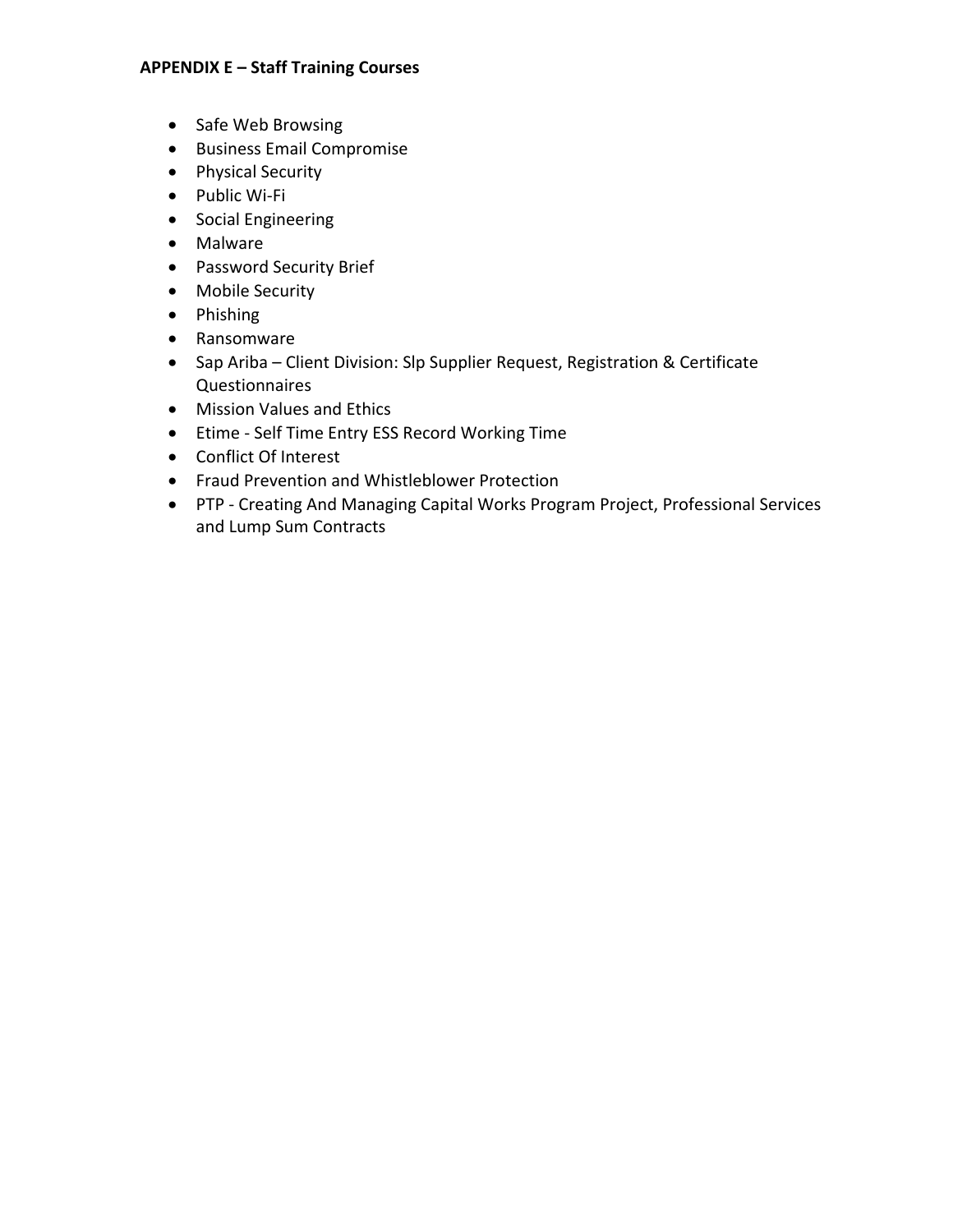**APPENDIX E – Staff Training Courses**

- Safe Web Browsing
- Business Email Compromise
- Physical Security
- Public Wi-Fi
- Social Engineering
- Malware
- Password Security Brief
- Mobile Security
- Phishing
- Ransomware
- Sap Ariba – Client Division: Slp Supplier Request, Registration & Certificate Questionnaires
- Mission Values and Ethics
- Etime - Self Time Entry ESS Record Working Time
- Conflict Of Interest
- Fraud Prevention and Whistleblower Protection
- PTP - Creating And Managing Capital Works Program Project, Professional Services and Lump Sum Contracts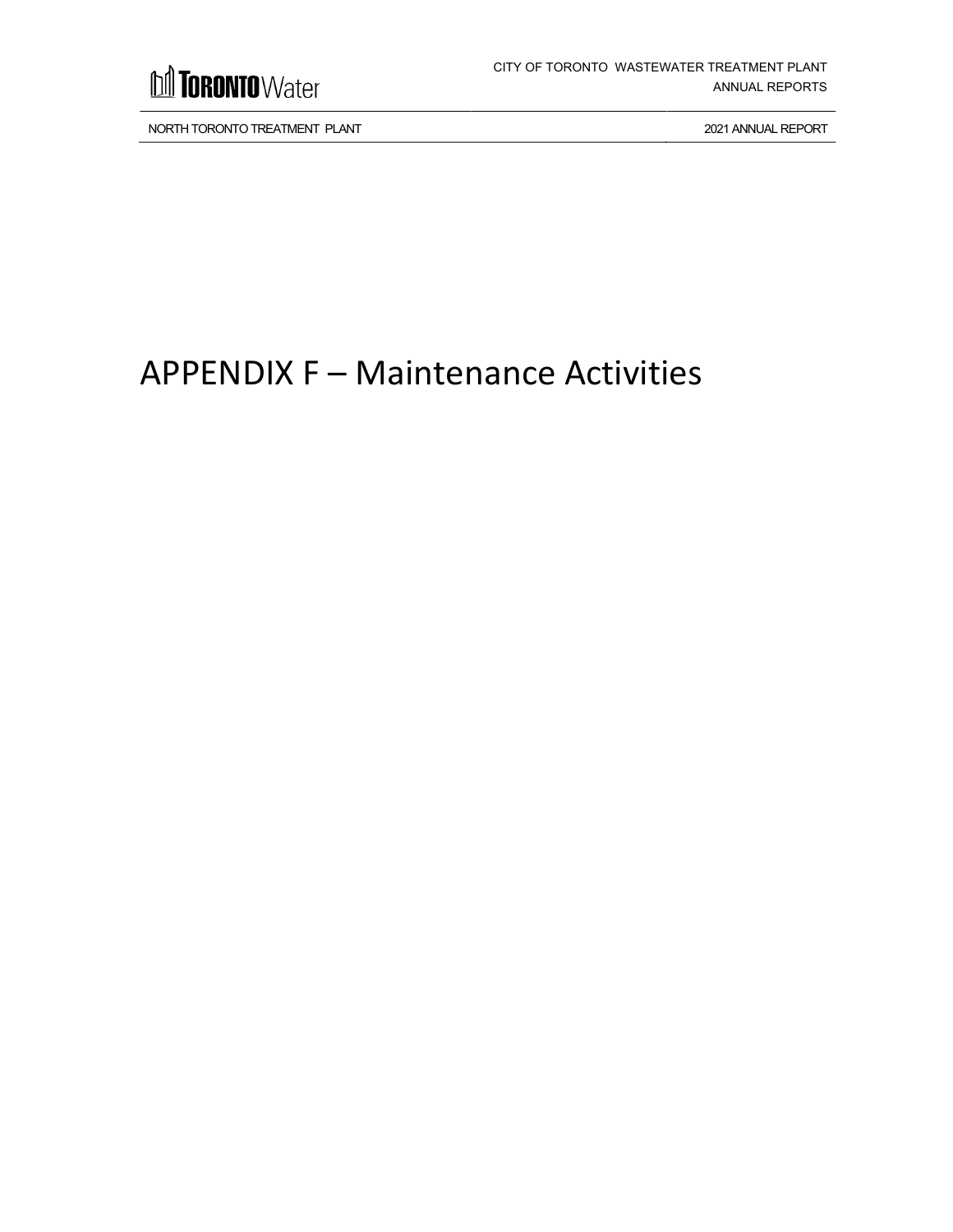# APPENDIX F – Maintenance Activities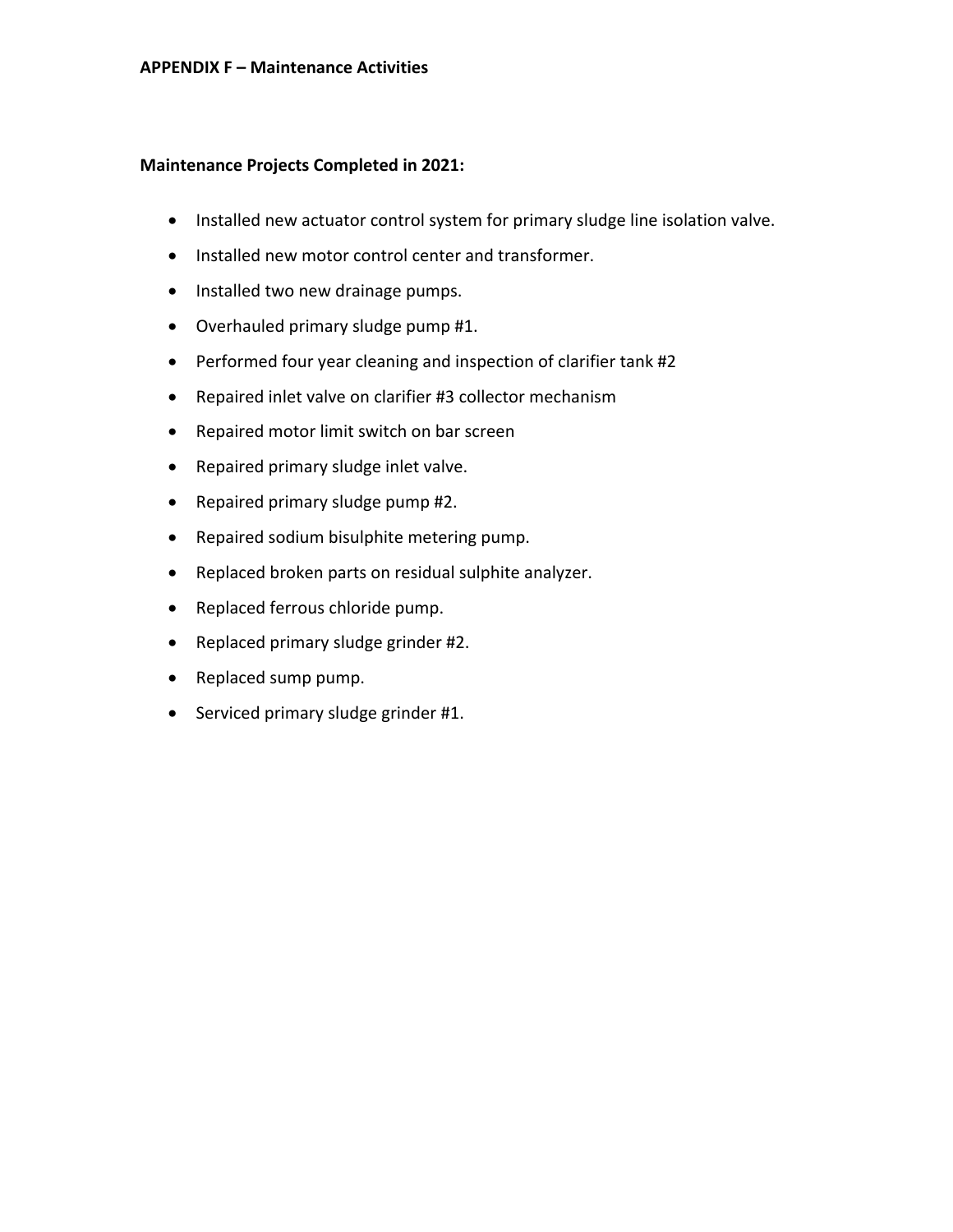## APPENDIX F – Maintenance Activities

**Maintenance Projects Completed in 2021:**

- Installed new actuator control system for primary sludge line isolation valve.
- Installed new motor control center and transformer.
- Installed two new drainage pumps.
- Overhauled primary sludge pump #1.
- Performed four year cleaning and inspection of clarifier tank #2
- Repaired inlet valve on clarifier #3 collector mechanism
- Repaired motor limit switch on bar screen
- Repaired primary sludge inlet valve.
- Repaired primary sludge pump #2.
- Repaired sodium bisulphite metering pump.
- Replaced broken parts on residual sulphite analyzer.
- Replaced ferrous chloride pump.
- Replaced primary sludge grinder #2.
- Replaced sump pump.
- Serviced primary sludge grinder #1.